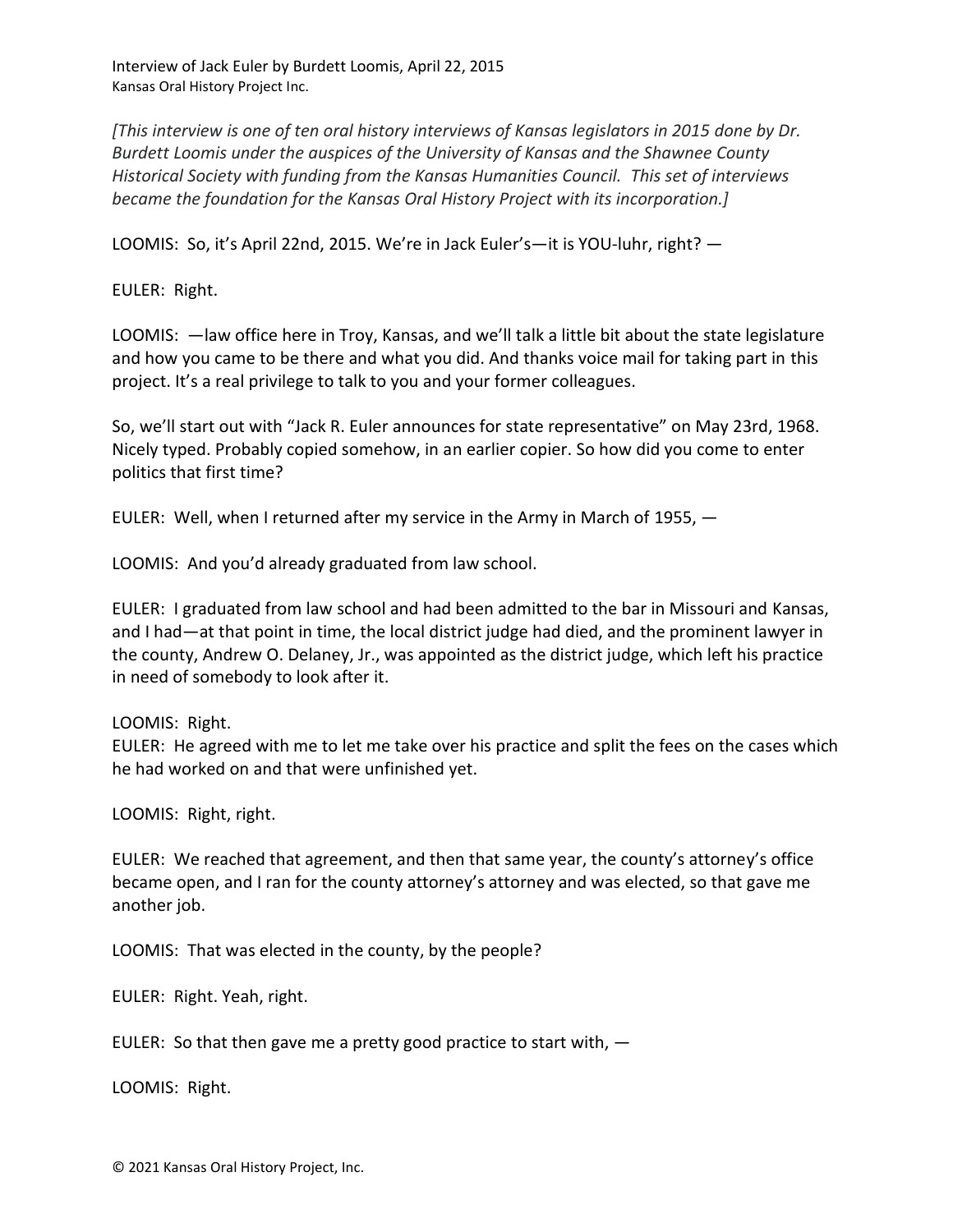Interview of Jack Euler by Burdett Loomis, April 22, 2015
Kansas Oral History Project Inc.

*[This interview is one of ten oral history interviews of Kansas legislators in 2015 done by Dr. Burdett Loomis under the auspices of the University of Kansas and the Shawnee County Historical Society with funding from the Kansas Humanities Council. This set of interviews became the foundation for the Kansas Oral History Project with its incorporation.]*

LOOMIS: So, it's April 22nd, 2015. We're in Jack Euler's—it is YOU-luhr, right? —

EULER: Right.

LOOMIS: —law office here in Troy, Kansas, and we'll talk a little bit about the state legislature and how you came to be there and what you did. And thanks voice mail for taking part in this project. It's a real privilege to talk to you and your former colleagues.

So, we'll start out with "Jack R. Euler announces for state representative" on May 23rd, 1968. Nicely typed. Probably copied somehow, in an earlier copier. So how did you come to enter politics that first time?

EULER: Well, when I returned after my service in the Army in March of 1955, —

LOOMIS: And you'd already graduated from law school.

EULER: I graduated from law school and had been admitted to the bar in Missouri and Kansas, and I had—at that point in time, the local district judge had died, and the prominent lawyer in the county, Andrew O. Delaney, Jr., was appointed as the district judge, which left his practice in need of somebody to look after it.

LOOMIS: Right.

EULER: He agreed with me to let me take over his practice and split the fees on the cases which he had worked on and that were unfinished yet.

LOOMIS: Right, right.

EULER: We reached that agreement, and then that same year, the county's attorney's office became open, and I ran for the county attorney's attorney and was elected, so that gave me another job.

LOOMIS: That was elected in the county, by the people?

EULER: Right. Yeah, right.

EULER: So that then gave me a pretty good practice to start with, —

LOOMIS: Right.

© 2021 Kansas Oral History Project, Inc.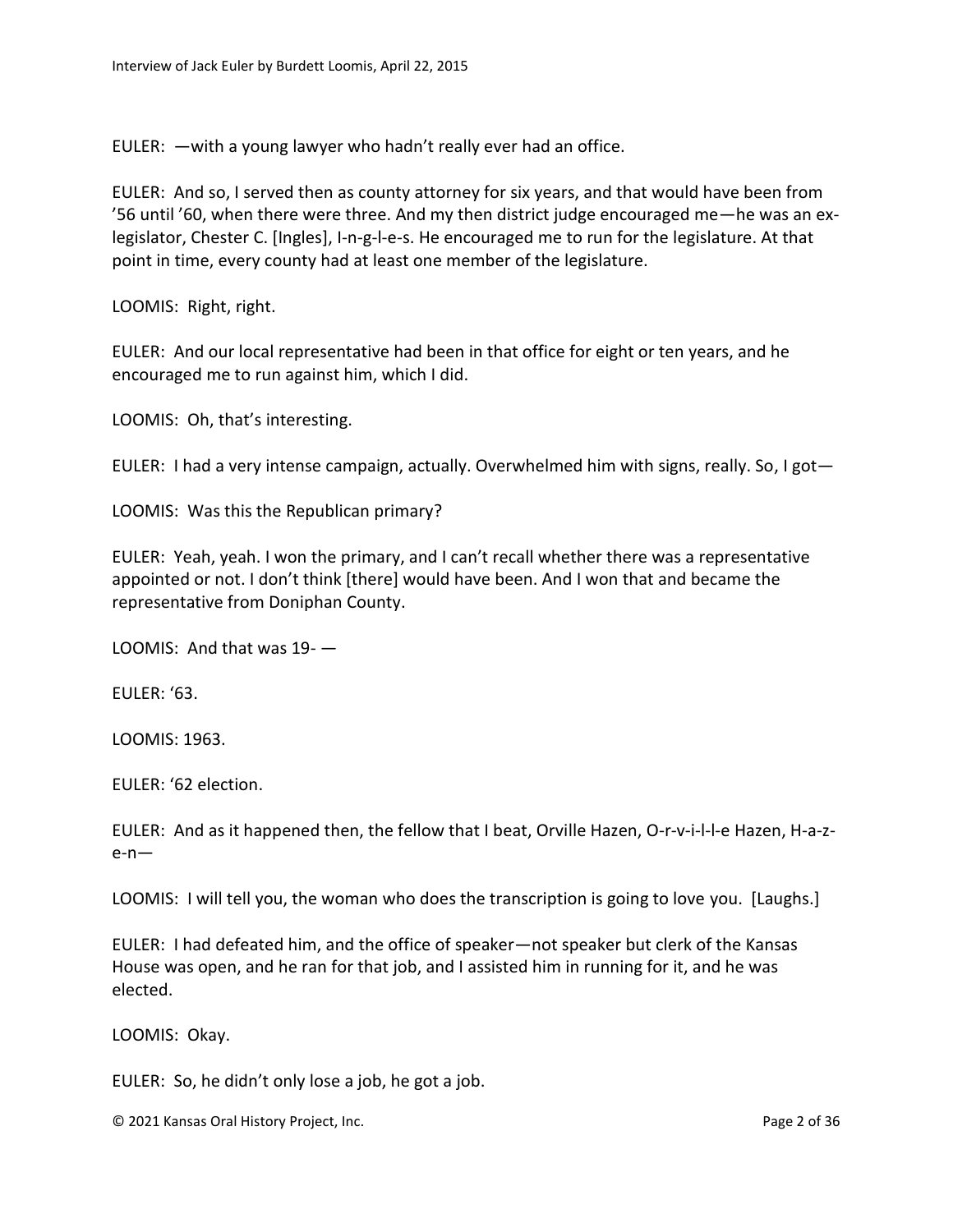EULER: —with a young lawyer who hadn't really ever had an office.

EULER: And so, I served then as county attorney for six years, and that would have been from '56 until '60, when there were three. And my then district judge encouraged me—he was an ex-legislator, Chester C. [Ingles], I-n-g-l-e-s. He encouraged me to run for the legislature. At that point in time, every county had at least one member of the legislature.

LOOMIS: Right, right.

EULER: And our local representative had been in that office for eight or ten years, and he encouraged me to run against him, which I did.

LOOMIS: Oh, that's interesting.

EULER: I had a very intense campaign, actually. Overwhelmed him with signs, really. So, I got—

LOOMIS: Was this the Republican primary?

EULER: Yeah, yeah. I won the primary, and I can't recall whether there was a representative appointed or not. I don't think [there] would have been. And I won that and became the representative from Doniphan County.

LOOMIS: And that was 19- —

EULER: '63.

LOOMIS: 1963.

EULER: '62 election.

EULER: And as it happened then, the fellow that I beat, Orville Hazen, O-r-v-i-l-l-e Hazen, H-a-z-e-n—

LOOMIS: I will tell you, the woman who does the transcription is going to love you. [Laughs.]

EULER: I had defeated him, and the office of speaker—not speaker but clerk of the Kansas House was open, and he ran for that job, and I assisted him in running for it, and he was elected.

LOOMIS: Okay.

EULER: So, he didn't only lose a job, he got a job.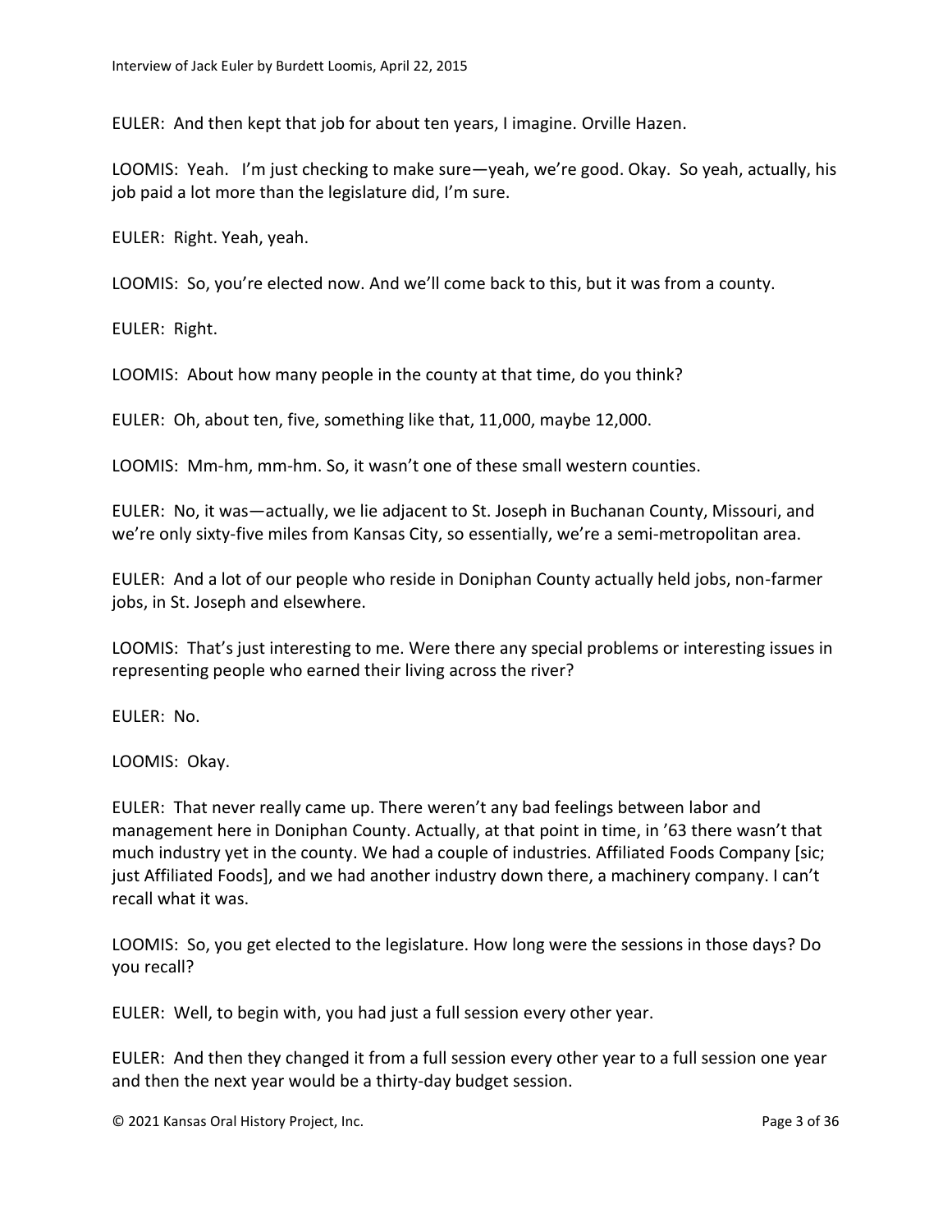EULER: And then kept that job for about ten years, I imagine. Orville Hazen.

LOOMIS: Yeah. I'm just checking to make sure—yeah, we're good. Okay. So yeah, actually, his job paid a lot more than the legislature did, I'm sure.

EULER: Right. Yeah, yeah.

LOOMIS: So, you're elected now. And we'll come back to this, but it was from a county.

EULER: Right.

LOOMIS: About how many people in the county at that time, do you think?

EULER: Oh, about ten, five, something like that, 11,000, maybe 12,000.

LOOMIS: Mm-hm, mm-hm. So, it wasn't one of these small western counties.

EULER: No, it was—actually, we lie adjacent to St. Joseph in Buchanan County, Missouri, and we're only sixty-five miles from Kansas City, so essentially, we're a semi-metropolitan area.

EULER: And a lot of our people who reside in Doniphan County actually held jobs, non-farmer jobs, in St. Joseph and elsewhere.

LOOMIS: That's just interesting to me. Were there any special problems or interesting issues in representing people who earned their living across the river?

EULER: No.

LOOMIS: Okay.

EULER: That never really came up. There weren't any bad feelings between labor and management here in Doniphan County. Actually, at that point in time, in '63 there wasn't that much industry yet in the county. We had a couple of industries. Affiliated Foods Company [sic; just Affiliated Foods], and we had another industry down there, a machinery company. I can't recall what it was.

LOOMIS: So, you get elected to the legislature. How long were the sessions in those days? Do you recall?

EULER: Well, to begin with, you had just a full session every other year.

EULER: And then they changed it from a full session every other year to a full session one year and then the next year would be a thirty-day budget session.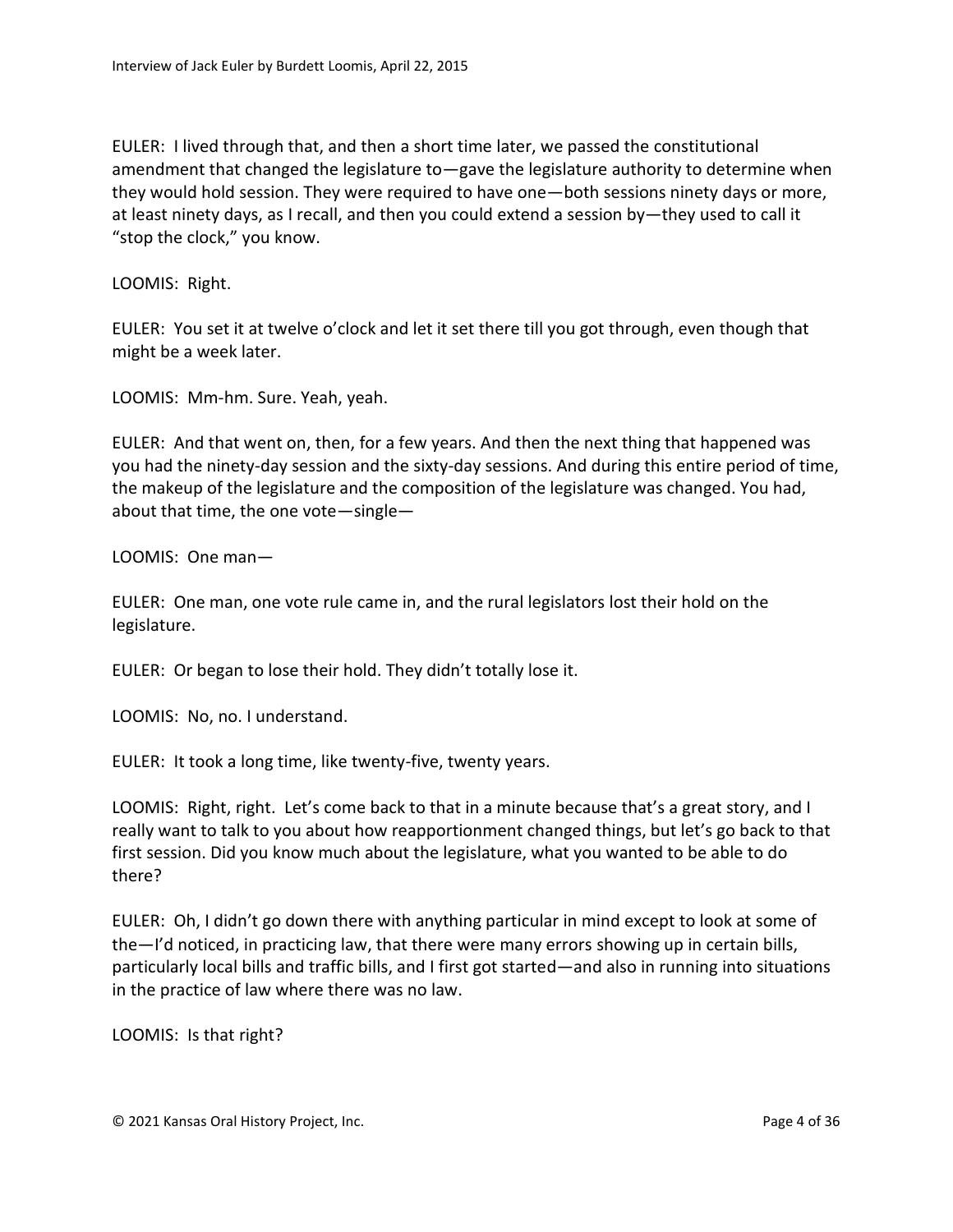EULER: I lived through that, and then a short time later, we passed the constitutional amendment that changed the legislature to—gave the legislature authority to determine when they would hold session. They were required to have one—both sessions ninety days or more, at least ninety days, as I recall, and then you could extend a session by—they used to call it "stop the clock," you know.

LOOMIS: Right.

EULER: You set it at twelve o'clock and let it set there till you got through, even though that might be a week later.

LOOMIS: Mm-hm. Sure. Yeah, yeah.

EULER: And that went on, then, for a few years. And then the next thing that happened was you had the ninety-day session and the sixty-day sessions. And during this entire period of time, the makeup of the legislature and the composition of the legislature was changed. You had, about that time, the one vote—single—

LOOMIS: One man—

EULER: One man, one vote rule came in, and the rural legislators lost their hold on the legislature.

EULER: Or began to lose their hold. They didn't totally lose it.

LOOMIS: No, no. I understand.

EULER: It took a long time, like twenty-five, twenty years.

LOOMIS: Right, right. Let's come back to that in a minute because that's a great story, and I really want to talk to you about how reapportionment changed things, but let's go back to that first session. Did you know much about the legislature, what you wanted to be able to do there?

EULER: Oh, I didn't go down there with anything particular in mind except to look at some of the—I'd noticed, in practicing law, that there were many errors showing up in certain bills, particularly local bills and traffic bills, and I first got started—and also in running into situations in the practice of law where there was no law.

LOOMIS: Is that right?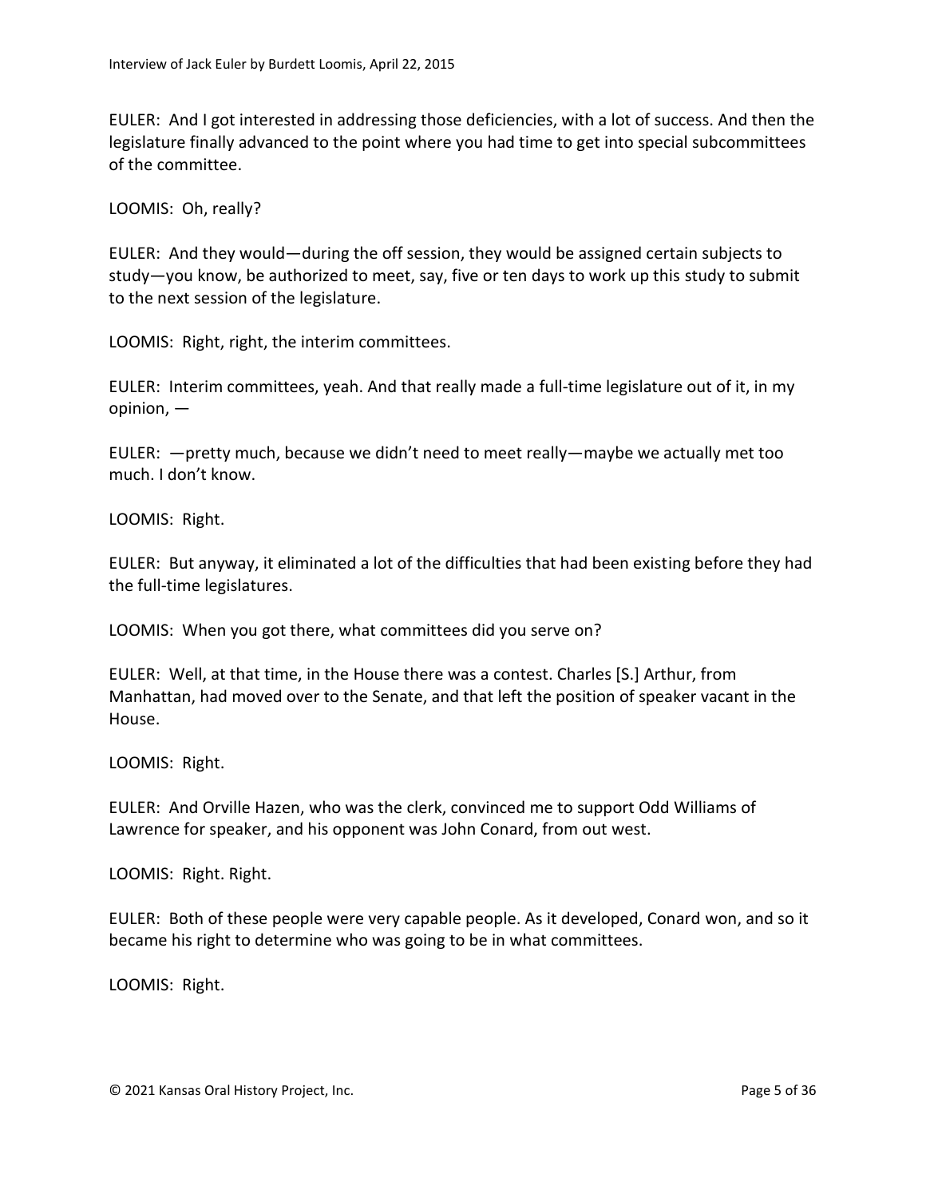EULER: And I got interested in addressing those deficiencies, with a lot of success. And then the legislature finally advanced to the point where you had time to get into special subcommittees of the committee.

LOOMIS: Oh, really?

EULER: And they would—during the off session, they would be assigned certain subjects to study—you know, be authorized to meet, say, five or ten days to work up this study to submit to the next session of the legislature.

LOOMIS: Right, right, the interim committees.

EULER: Interim committees, yeah. And that really made a full-time legislature out of it, in my opinion, —

EULER: —pretty much, because we didn't need to meet really—maybe we actually met too much. I don't know.

LOOMIS: Right.

EULER: But anyway, it eliminated a lot of the difficulties that had been existing before they had the full-time legislatures.

LOOMIS: When you got there, what committees did you serve on?

EULER: Well, at that time, in the House there was a contest. Charles [S.] Arthur, from Manhattan, had moved over to the Senate, and that left the position of speaker vacant in the House.

LOOMIS: Right.

EULER: And Orville Hazen, who was the clerk, convinced me to support Odd Williams of Lawrence for speaker, and his opponent was John Conard, from out west.

LOOMIS: Right. Right.

EULER: Both of these people were very capable people. As it developed, Conard won, and so it became his right to determine who was going to be in what committees.

LOOMIS: Right.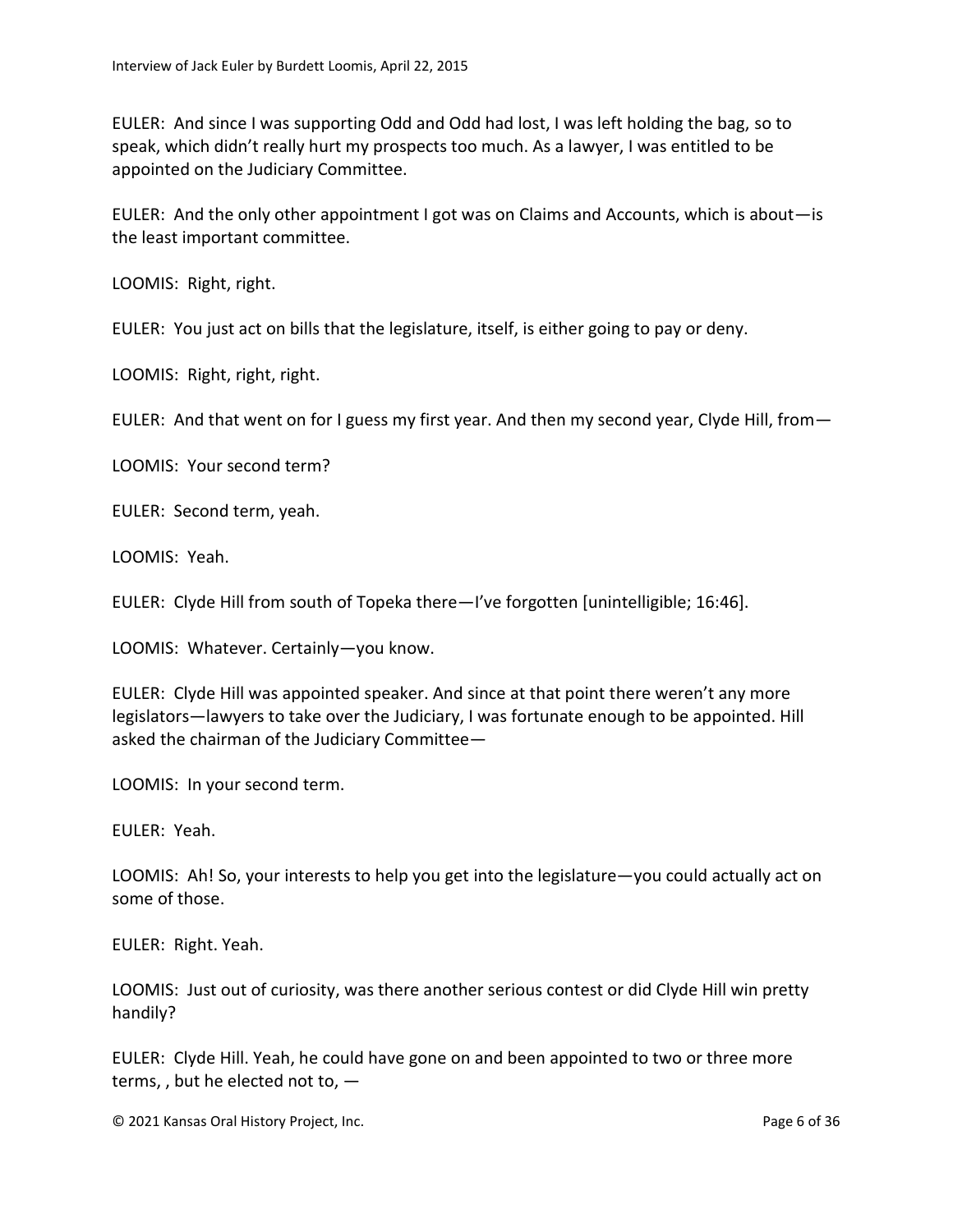EULER: And since I was supporting Odd and Odd had lost, I was left holding the bag, so to speak, which didn't really hurt my prospects too much. As a lawyer, I was entitled to be appointed on the Judiciary Committee.

EULER: And the only other appointment I got was on Claims and Accounts, which is about—is the least important committee.

LOOMIS: Right, right.

EULER: You just act on bills that the legislature, itself, is either going to pay or deny.

LOOMIS: Right, right, right.

EULER: And that went on for I guess my first year. And then my second year, Clyde Hill, from—

LOOMIS: Your second term?

EULER: Second term, yeah.

LOOMIS: Yeah.

EULER: Clyde Hill from south of Topeka there—I've forgotten [unintelligible; 16:46].

LOOMIS: Whatever. Certainly—you know.

EULER: Clyde Hill was appointed speaker. And since at that point there weren't any more legislators—lawyers to take over the Judiciary, I was fortunate enough to be appointed. Hill asked the chairman of the Judiciary Committee—

LOOMIS: In your second term.

EULER: Yeah.

LOOMIS: Ah! So, your interests to help you get into the legislature—you could actually act on some of those.

EULER: Right. Yeah.

LOOMIS: Just out of curiosity, was there another serious contest or did Clyde Hill win pretty handily?

EULER: Clyde Hill. Yeah, he could have gone on and been appointed to two or three more terms, , but he elected not to, —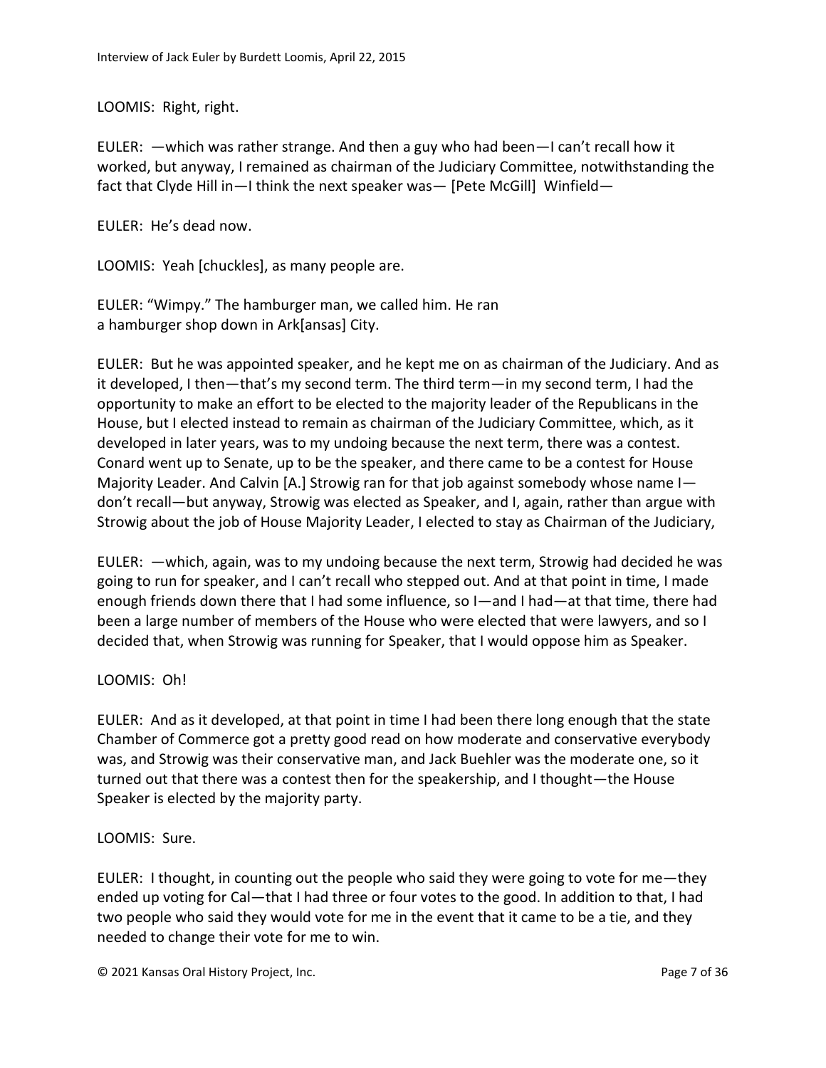LOOMIS: Right, right.

EULER: —which was rather strange. And then a guy who had been—I can't recall how it worked, but anyway, I remained as chairman of the Judiciary Committee, notwithstanding the fact that Clyde Hill in—I think the next speaker was— [Pete McGill] Winfield—

EULER: He's dead now.

LOOMIS: Yeah [chuckles], as many people are.

EULER: "Wimpy." The hamburger man, we called him. He ran a hamburger shop down in Ark[ansas] City.

EULER: But he was appointed speaker, and he kept me on as chairman of the Judiciary. And as it developed, I then—that's my second term. The third term—in my second term, I had the opportunity to make an effort to be elected to the majority leader of the Republicans in the House, but I elected instead to remain as chairman of the Judiciary Committee, which, as it developed in later years, was to my undoing because the next term, there was a contest. Conard went up to Senate, up to be the speaker, and there came to be a contest for House Majority Leader. And Calvin [A.] Strowig ran for that job against somebody whose name I—don't recall—but anyway, Strowig was elected as Speaker, and I, again, rather than argue with Strowig about the job of House Majority Leader, I elected to stay as Chairman of the Judiciary,

EULER: —which, again, was to my undoing because the next term, Strowig had decided he was going to run for speaker, and I can't recall who stepped out. And at that point in time, I made enough friends down there that I had some influence, so I—and I had—at that time, there had been a large number of members of the House who were elected that were lawyers, and so I decided that, when Strowig was running for Speaker, that I would oppose him as Speaker.

LOOMIS: Oh!

EULER: And as it developed, at that point in time I had been there long enough that the state Chamber of Commerce got a pretty good read on how moderate and conservative everybody was, and Strowig was their conservative man, and Jack Buehler was the moderate one, so it turned out that there was a contest then for the speakership, and I thought—the House Speaker is elected by the majority party.

LOOMIS: Sure.

EULER: I thought, in counting out the people who said they were going to vote for me—they ended up voting for Cal—that I had three or four votes to the good. In addition to that, I had two people who said they would vote for me in the event that it came to be a tie, and they needed to change their vote for me to win.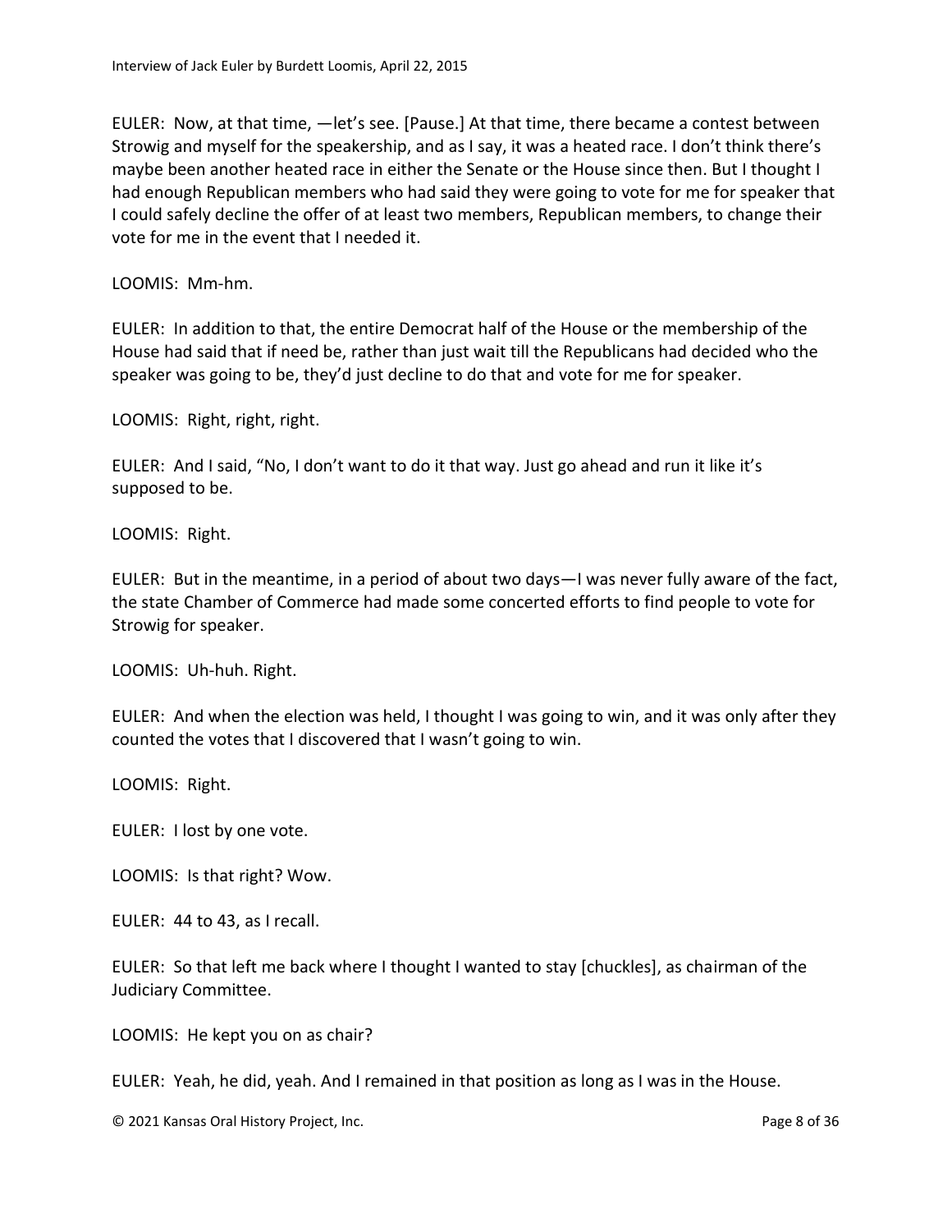EULER: Now, at that time, —let's see. [Pause.] At that time, there became a contest between Strowig and myself for the speakership, and as I say, it was a heated race. I don't think there's maybe been another heated race in either the Senate or the House since then. But I thought I had enough Republican members who had said they were going to vote for me for speaker that I could safely decline the offer of at least two members, Republican members, to change their vote for me in the event that I needed it.

LOOMIS: Mm-hm.

EULER: In addition to that, the entire Democrat half of the House or the membership of the House had said that if need be, rather than just wait till the Republicans had decided who the speaker was going to be, they'd just decline to do that and vote for me for speaker.

LOOMIS: Right, right, right.

EULER: And I said, "No, I don't want to do it that way. Just go ahead and run it like it's supposed to be.

LOOMIS: Right.

EULER: But in the meantime, in a period of about two days—I was never fully aware of the fact, the state Chamber of Commerce had made some concerted efforts to find people to vote for Strowig for speaker.

LOOMIS: Uh-huh. Right.

EULER: And when the election was held, I thought I was going to win, and it was only after they counted the votes that I discovered that I wasn't going to win.

LOOMIS: Right.

EULER: I lost by one vote.

LOOMIS: Is that right? Wow.

EULER: 44 to 43, as I recall.

EULER: So that left me back where I thought I wanted to stay [chuckles], as chairman of the Judiciary Committee.

LOOMIS: He kept you on as chair?

EULER: Yeah, he did, yeah. And I remained in that position as long as I was in the House.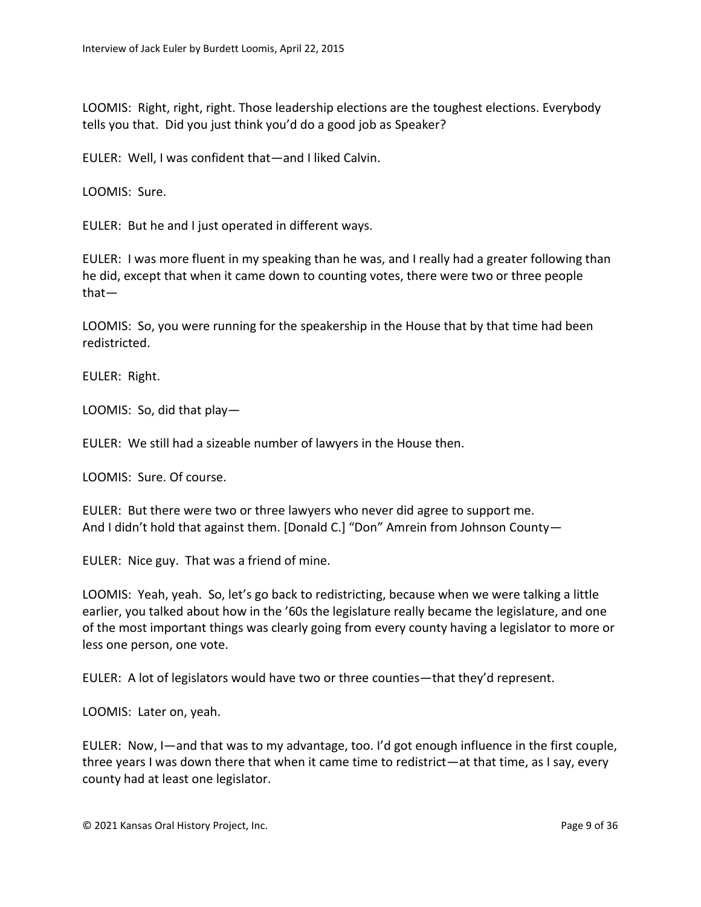LOOMIS: Right, right, right. Those leadership elections are the toughest elections. Everybody tells you that. Did you just think you'd do a good job as Speaker?

EULER: Well, I was confident that—and I liked Calvin.

LOOMIS: Sure.

EULER: But he and I just operated in different ways.

EULER: I was more fluent in my speaking than he was, and I really had a greater following than he did, except that when it came down to counting votes, there were two or three people that—

LOOMIS: So, you were running for the speakership in the House that by that time had been redistricted.

EULER: Right.

LOOMIS: So, did that play—

EULER: We still had a sizeable number of lawyers in the House then.

LOOMIS: Sure. Of course.

EULER: But there were two or three lawyers who never did agree to support me. And I didn't hold that against them. [Donald C.] "Don" Amrein from Johnson County—

EULER: Nice guy. That was a friend of mine.

LOOMIS: Yeah, yeah. So, let's go back to redistricting, because when we were talking a little earlier, you talked about how in the '60s the legislature really became the legislature, and one of the most important things was clearly going from every county having a legislator to more or less one person, one vote.

EULER: A lot of legislators would have two or three counties—that they'd represent.

LOOMIS: Later on, yeah.

EULER: Now, I—and that was to my advantage, too. I'd got enough influence in the first couple, three years I was down there that when it came time to redistrict—at that time, as I say, every county had at least one legislator.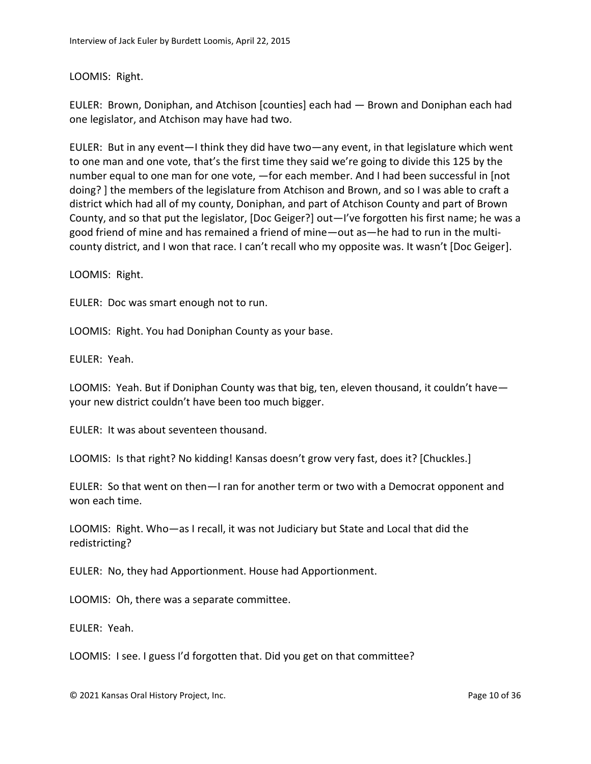LOOMIS: Right.

EULER: Brown, Doniphan, and Atchison [counties] each had — Brown and Doniphan each had one legislator, and Atchison may have had two.

EULER: But in any event—I think they did have two—any event, in that legislature which went to one man and one vote, that's the first time they said we're going to divide this 125 by the number equal to one man for one vote, —for each member. And I had been successful in [not doing? ] the members of the legislature from Atchison and Brown, and so I was able to craft a district which had all of my county, Doniphan, and part of Atchison County and part of Brown County, and so that put the legislator, [Doc Geiger?] out—I've forgotten his first name; he was a good friend of mine and has remained a friend of mine—out as—he had to run in the multi-county district, and I won that race. I can't recall who my opposite was. It wasn't [Doc Geiger].

LOOMIS: Right.

EULER: Doc was smart enough not to run.

LOOMIS: Right. You had Doniphan County as your base.

EULER: Yeah.

LOOMIS: Yeah. But if Doniphan County was that big, ten, eleven thousand, it couldn't have—your new district couldn't have been too much bigger.

EULER: It was about seventeen thousand.

LOOMIS: Is that right? No kidding! Kansas doesn't grow very fast, does it? [Chuckles.]

EULER: So that went on then—I ran for another term or two with a Democrat opponent and won each time.

LOOMIS: Right. Who—as I recall, it was not Judiciary but State and Local that did the redistricting?

EULER: No, they had Apportionment. House had Apportionment.

LOOMIS: Oh, there was a separate committee.

EULER: Yeah.

LOOMIS: I see. I guess I'd forgotten that. Did you get on that committee?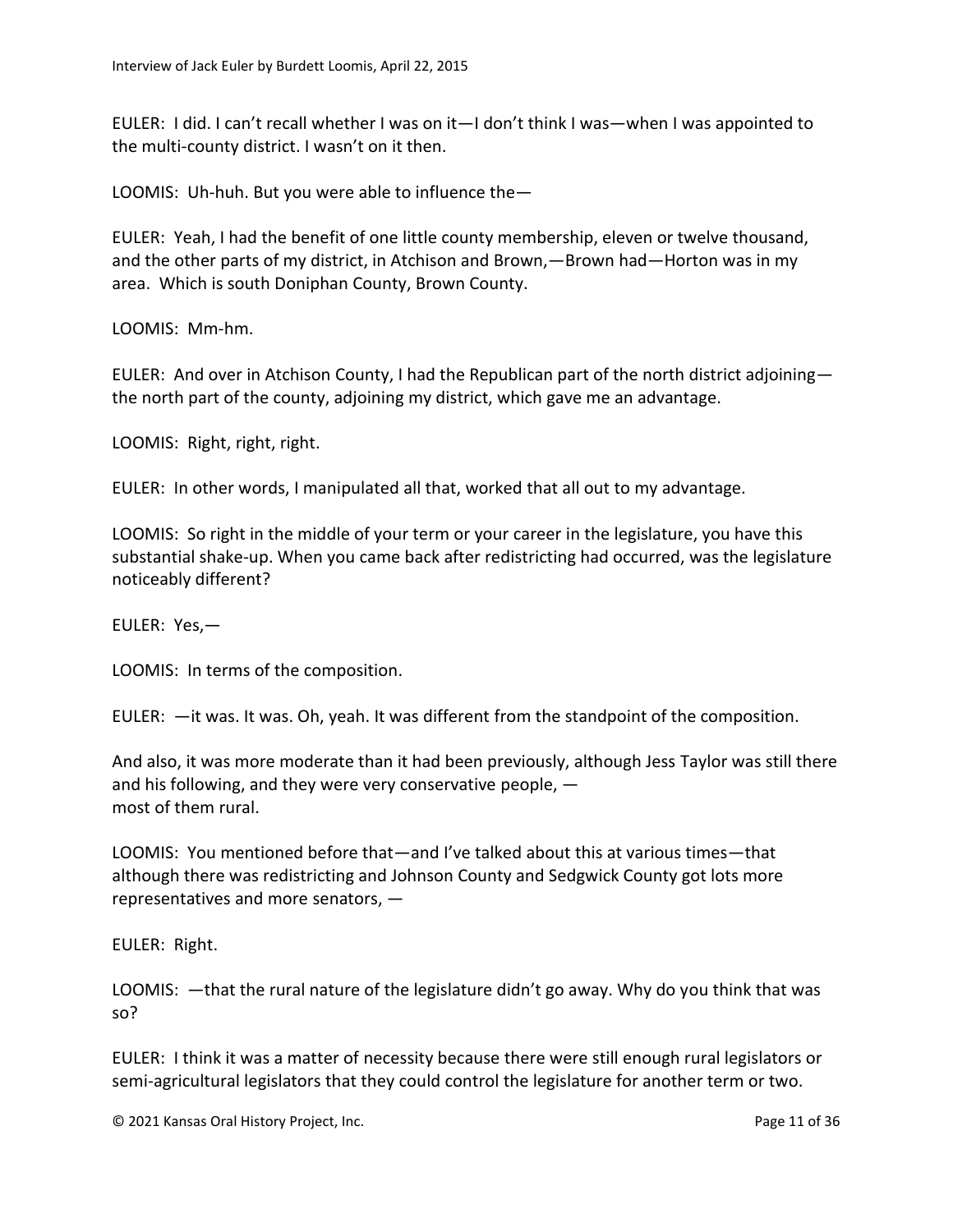EULER: I did. I can't recall whether I was on it—I don't think I was—when I was appointed to the multi-county district. I wasn't on it then.

LOOMIS: Uh-huh. But you were able to influence the—

EULER: Yeah, I had the benefit of one little county membership, eleven or twelve thousand, and the other parts of my district, in Atchison and Brown,—Brown had—Horton was in my area. Which is south Doniphan County, Brown County.

LOOMIS: Mm-hm.

EULER: And over in Atchison County, I had the Republican part of the north district adjoining—the north part of the county, adjoining my district, which gave me an advantage.

LOOMIS: Right, right, right.

EULER: In other words, I manipulated all that, worked that all out to my advantage.

LOOMIS: So right in the middle of your term or your career in the legislature, you have this substantial shake-up. When you came back after redistricting had occurred, was the legislature noticeably different?

EULER: Yes,—

LOOMIS: In terms of the composition.

EULER: —it was. It was. Oh, yeah. It was different from the standpoint of the composition.

And also, it was more moderate than it had been previously, although Jess Taylor was still there and his following, and they were very conservative people, —
most of them rural.

LOOMIS: You mentioned before that—and I've talked about this at various times—that although there was redistricting and Johnson County and Sedgwick County got lots more representatives and more senators, —

EULER: Right.

LOOMIS: —that the rural nature of the legislature didn't go away. Why do you think that was so?

EULER: I think it was a matter of necessity because there were still enough rural legislators or semi-agricultural legislators that they could control the legislature for another term or two.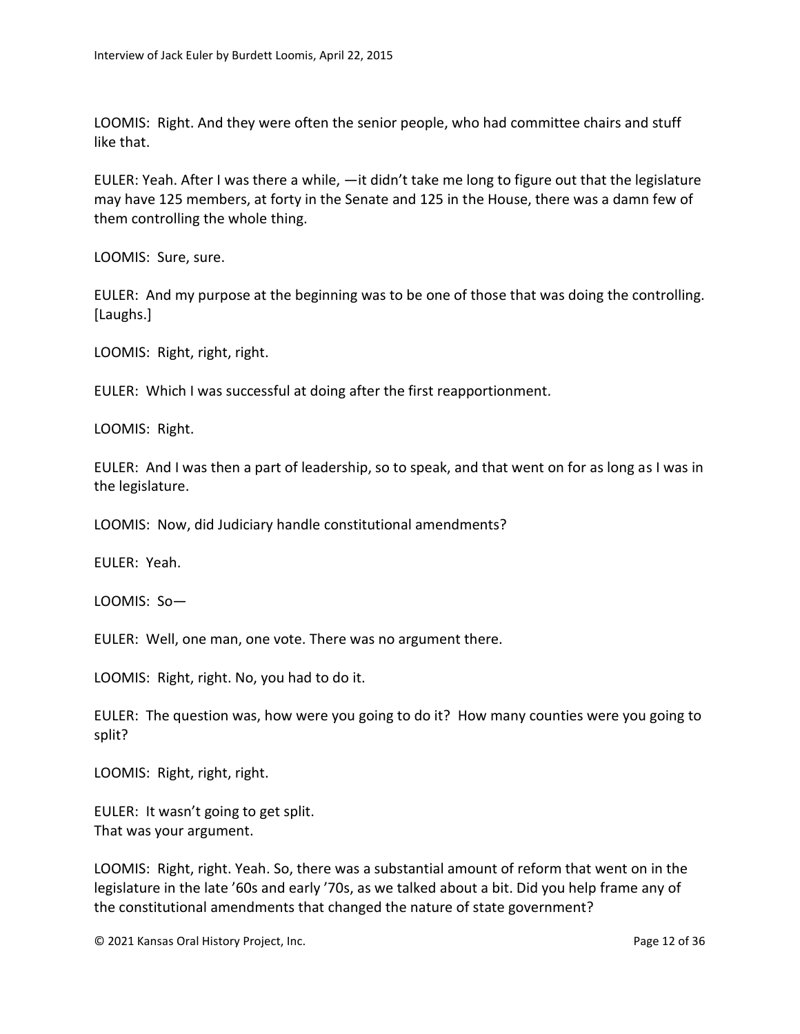LOOMIS: Right. And they were often the senior people, who had committee chairs and stuff like that.

EULER: Yeah. After I was there a while, —it didn't take me long to figure out that the legislature may have 125 members, at forty in the Senate and 125 in the House, there was a damn few of them controlling the whole thing.

LOOMIS: Sure, sure.

EULER: And my purpose at the beginning was to be one of those that was doing the controlling. [Laughs.]

LOOMIS: Right, right, right.

EULER: Which I was successful at doing after the first reapportionment.

LOOMIS: Right.

EULER: And I was then a part of leadership, so to speak, and that went on for as long as I was in the legislature.

LOOMIS: Now, did Judiciary handle constitutional amendments?

EULER: Yeah.

LOOMIS: So—

EULER: Well, one man, one vote. There was no argument there.

LOOMIS: Right, right. No, you had to do it.

EULER: The question was, how were you going to do it? How many counties were you going to split?

LOOMIS: Right, right, right.

EULER: It wasn't going to get split.
That was your argument.

LOOMIS: Right, right. Yeah. So, there was a substantial amount of reform that went on in the legislature in the late '60s and early '70s, as we talked about a bit. Did you help frame any of the constitutional amendments that changed the nature of state government?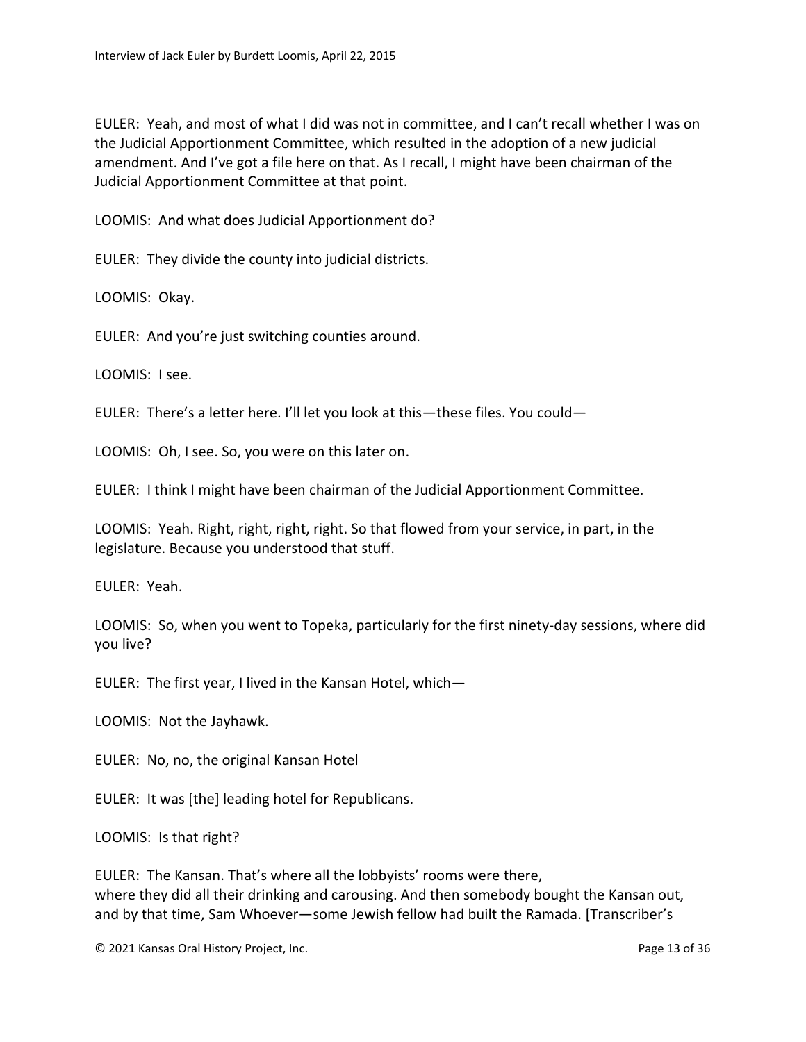EULER: Yeah, and most of what I did was not in committee, and I can't recall whether I was on the Judicial Apportionment Committee, which resulted in the adoption of a new judicial amendment. And I've got a file here on that. As I recall, I might have been chairman of the Judicial Apportionment Committee at that point.

LOOMIS: And what does Judicial Apportionment do?

EULER: They divide the county into judicial districts.

LOOMIS: Okay.

EULER: And you're just switching counties around.

LOOMIS: I see.

EULER: There's a letter here. I'll let you look at this—these files. You could—

LOOMIS: Oh, I see. So, you were on this later on.

EULER: I think I might have been chairman of the Judicial Apportionment Committee.

LOOMIS: Yeah. Right, right, right, right. So that flowed from your service, in part, in the legislature. Because you understood that stuff.

EULER: Yeah.

LOOMIS: So, when you went to Topeka, particularly for the first ninety-day sessions, where did you live?

EULER: The first year, I lived in the Kansan Hotel, which—

LOOMIS: Not the Jayhawk.

EULER: No, no, the original Kansan Hotel

EULER: It was [the] leading hotel for Republicans.

LOOMIS: Is that right?

EULER: The Kansan. That's where all the lobbyists' rooms were there, where they did all their drinking and carousing. And then somebody bought the Kansan out, and by that time, Sam Whoever—some Jewish fellow had built the Ramada. [Transcriber's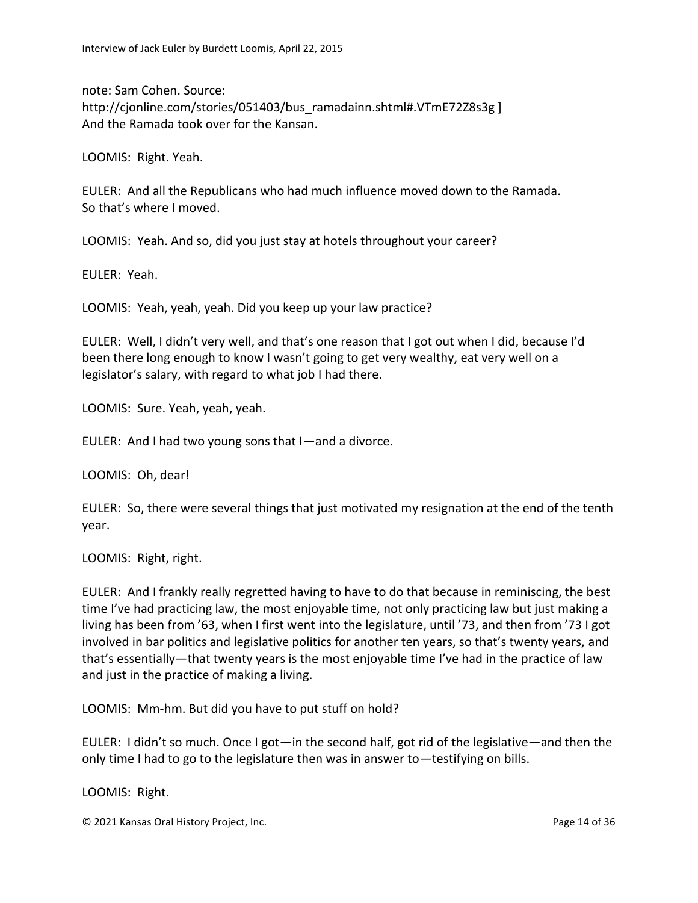note: Sam Cohen. Source: http://cjonline.com/stories/051403/bus_ramadainn.shtml#.VTmE72Z8s3g ] And the Ramada took over for the Kansan.

LOOMIS: Right. Yeah.

EULER: And all the Republicans who had much influence moved down to the Ramada. So that's where I moved.

LOOMIS: Yeah. And so, did you just stay at hotels throughout your career?

EULER: Yeah.

LOOMIS: Yeah, yeah, yeah. Did you keep up your law practice?

EULER: Well, I didn't very well, and that's one reason that I got out when I did, because I'd been there long enough to know I wasn't going to get very wealthy, eat very well on a legislator's salary, with regard to what job I had there.

LOOMIS: Sure. Yeah, yeah, yeah.

EULER: And I had two young sons that I—and a divorce.

LOOMIS: Oh, dear!

EULER: So, there were several things that just motivated my resignation at the end of the tenth year.

LOOMIS: Right, right.

EULER: And I frankly really regretted having to have to do that because in reminiscing, the best time I've had practicing law, the most enjoyable time, not only practicing law but just making a living has been from '63, when I first went into the legislature, until '73, and then from '73 I got involved in bar politics and legislative politics for another ten years, so that's twenty years, and that's essentially—that twenty years is the most enjoyable time I've had in the practice of law and just in the practice of making a living.

LOOMIS: Mm-hm. But did you have to put stuff on hold?

EULER: I didn't so much. Once I got—in the second half, got rid of the legislative—and then the only time I had to go to the legislature then was in answer to—testifying on bills.

LOOMIS: Right.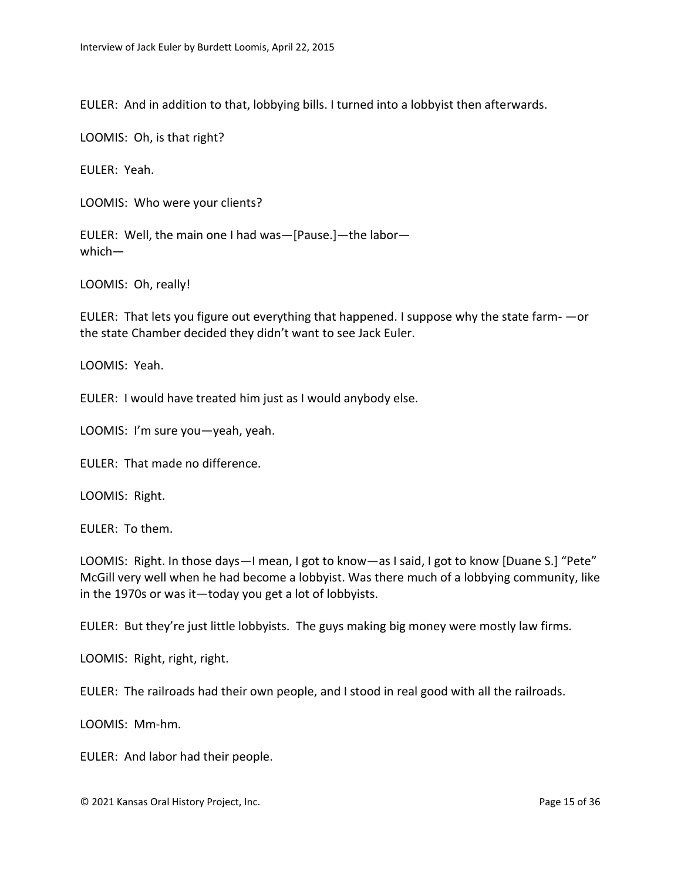EULER: And in addition to that, lobbying bills. I turned into a lobbyist then afterwards.

LOOMIS: Oh, is that right?

EULER: Yeah.

LOOMIS: Who were your clients?

EULER: Well, the main one I had was—[Pause.]—the labor—
which—

LOOMIS: Oh, really!

EULER: That lets you figure out everything that happened. I suppose why the state farm- —or the state Chamber decided they didn't want to see Jack Euler.

LOOMIS: Yeah.

EULER: I would have treated him just as I would anybody else.

LOOMIS: I'm sure you—yeah, yeah.

EULER: That made no difference.

LOOMIS: Right.

EULER: To them.

LOOMIS: Right. In those days—I mean, I got to know—as I said, I got to know [Duane S.] "Pete" McGill very well when he had become a lobbyist. Was there much of a lobbying community, like in the 1970s or was it—today you get a lot of lobbyists.

EULER: But they're just little lobbyists. The guys making big money were mostly law firms.

LOOMIS: Right, right, right.

EULER: The railroads had their own people, and I stood in real good with all the railroads.

LOOMIS: Mm-hm.

EULER: And labor had their people.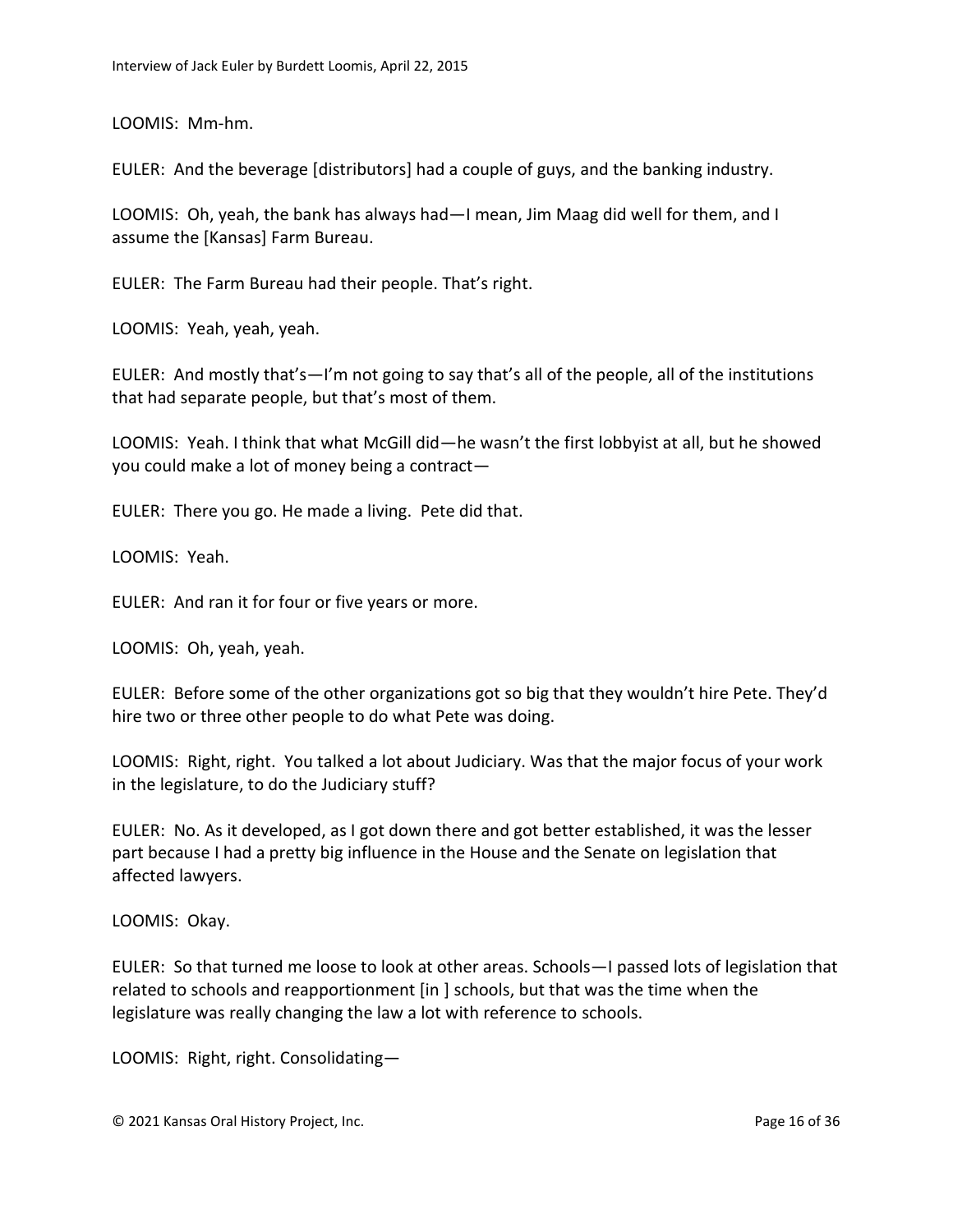LOOMIS: Mm-hm.

EULER: And the beverage [distributors] had a couple of guys, and the banking industry.

LOOMIS: Oh, yeah, the bank has always had—I mean, Jim Maag did well for them, and I assume the [Kansas] Farm Bureau.

EULER: The Farm Bureau had their people. That's right.

LOOMIS: Yeah, yeah, yeah.

EULER: And mostly that's—I'm not going to say that's all of the people, all of the institutions that had separate people, but that's most of them.

LOOMIS: Yeah. I think that what McGill did—he wasn't the first lobbyist at all, but he showed you could make a lot of money being a contract—

EULER: There you go. He made a living. Pete did that.

LOOMIS: Yeah.

EULER: And ran it for four or five years or more.

LOOMIS: Oh, yeah, yeah.

EULER: Before some of the other organizations got so big that they wouldn't hire Pete. They'd hire two or three other people to do what Pete was doing.

LOOMIS: Right, right. You talked a lot about Judiciary. Was that the major focus of your work in the legislature, to do the Judiciary stuff?

EULER: No. As it developed, as I got down there and got better established, it was the lesser part because I had a pretty big influence in the House and the Senate on legislation that affected lawyers.

LOOMIS: Okay.

EULER: So that turned me loose to look at other areas. Schools—I passed lots of legislation that related to schools and reapportionment [in ] schools, but that was the time when the legislature was really changing the law a lot with reference to schools.

LOOMIS: Right, right. Consolidating—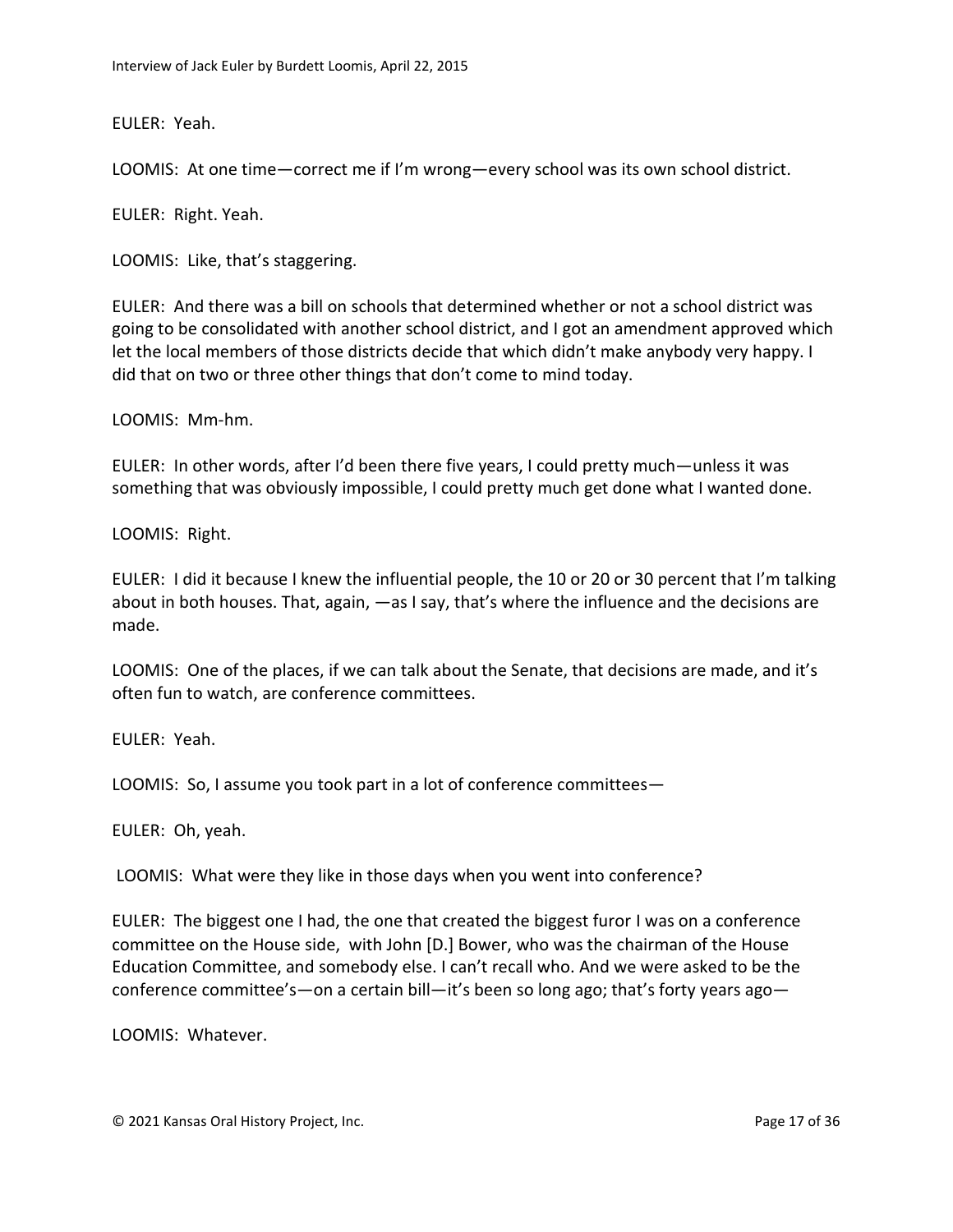EULER: Yeah.

LOOMIS: At one time—correct me if I'm wrong—every school was its own school district.

EULER: Right. Yeah.

LOOMIS: Like, that's staggering.

EULER: And there was a bill on schools that determined whether or not a school district was going to be consolidated with another school district, and I got an amendment approved which let the local members of those districts decide that which didn't make anybody very happy. I did that on two or three other things that don't come to mind today.

LOOMIS: Mm-hm.

EULER: In other words, after I'd been there five years, I could pretty much—unless it was something that was obviously impossible, I could pretty much get done what I wanted done.

LOOMIS: Right.

EULER: I did it because I knew the influential people, the 10 or 20 or 30 percent that I'm talking about in both houses. That, again, —as I say, that's where the influence and the decisions are made.

LOOMIS: One of the places, if we can talk about the Senate, that decisions are made, and it's often fun to watch, are conference committees.

EULER: Yeah.

LOOMIS: So, I assume you took part in a lot of conference committees—

EULER: Oh, yeah.

LOOMIS: What were they like in those days when you went into conference?

EULER: The biggest one I had, the one that created the biggest furor I was on a conference committee on the House side, with John [D.] Bower, who was the chairman of the House Education Committee, and somebody else. I can't recall who. And we were asked to be the conference committee's—on a certain bill—it's been so long ago; that's forty years ago—

LOOMIS: Whatever.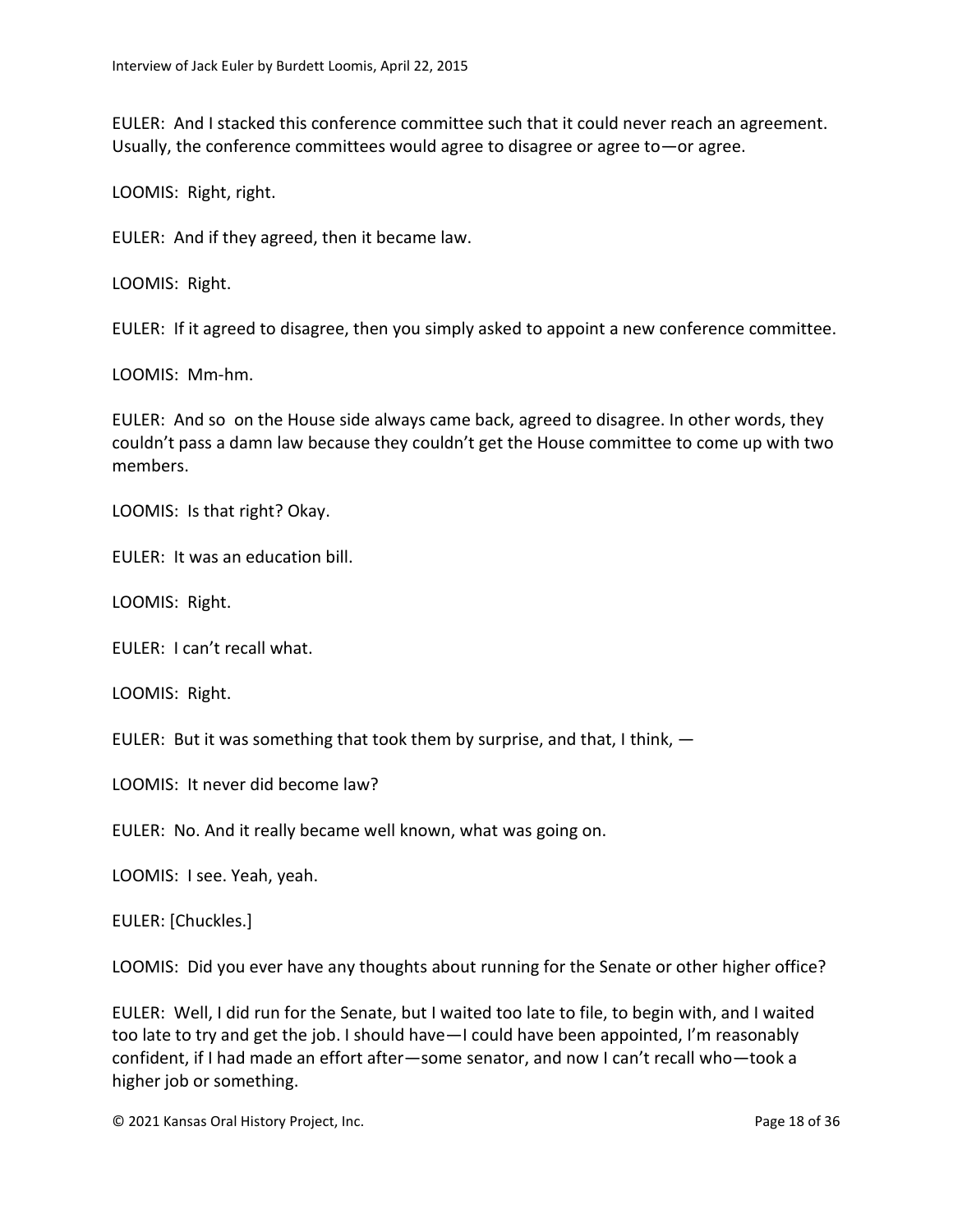EULER: And I stacked this conference committee such that it could never reach an agreement. Usually, the conference committees would agree to disagree or agree to—or agree.

LOOMIS: Right, right.

EULER: And if they agreed, then it became law.

LOOMIS: Right.

EULER: If it agreed to disagree, then you simply asked to appoint a new conference committee.

LOOMIS: Mm-hm.

EULER: And so on the House side always came back, agreed to disagree. In other words, they couldn't pass a damn law because they couldn't get the House committee to come up with two members.

LOOMIS: Is that right? Okay.

EULER: It was an education bill.

LOOMIS: Right.

EULER: I can't recall what.

LOOMIS: Right.

EULER: But it was something that took them by surprise, and that, I think, —

LOOMIS: It never did become law?

EULER: No. And it really became well known, what was going on.

LOOMIS: I see. Yeah, yeah.

EULER: [Chuckles.]

LOOMIS: Did you ever have any thoughts about running for the Senate or other higher office?

EULER: Well, I did run for the Senate, but I waited too late to file, to begin with, and I waited too late to try and get the job. I should have—I could have been appointed, I'm reasonably confident, if I had made an effort after—some senator, and now I can't recall who—took a higher job or something.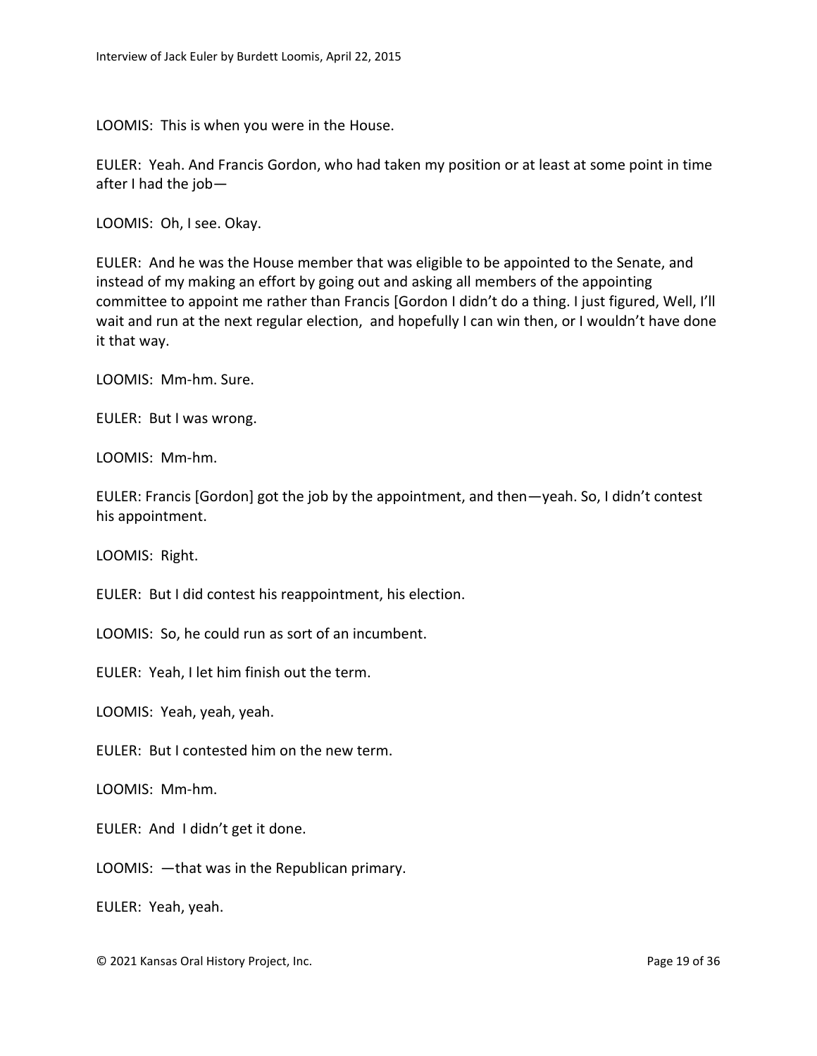LOOMIS: This is when you were in the House.

EULER: Yeah. And Francis Gordon, who had taken my position or at least at some point in time after I had the job—

LOOMIS: Oh, I see. Okay.

EULER: And he was the House member that was eligible to be appointed to the Senate, and instead of my making an effort by going out and asking all members of the appointing committee to appoint me rather than Francis [Gordon I didn't do a thing. I just figured, Well, I'll wait and run at the next regular election, and hopefully I can win then, or I wouldn't have done it that way.

LOOMIS: Mm-hm. Sure.

EULER: But I was wrong.

LOOMIS: Mm-hm.

EULER: Francis [Gordon] got the job by the appointment, and then—yeah. So, I didn't contest his appointment.

LOOMIS: Right.

EULER: But I did contest his reappointment, his election.

LOOMIS: So, he could run as sort of an incumbent.

EULER: Yeah, I let him finish out the term.

LOOMIS: Yeah, yeah, yeah.

EULER: But I contested him on the new term.

LOOMIS: Mm-hm.

EULER: And I didn't get it done.

LOOMIS: —that was in the Republican primary.

EULER: Yeah, yeah.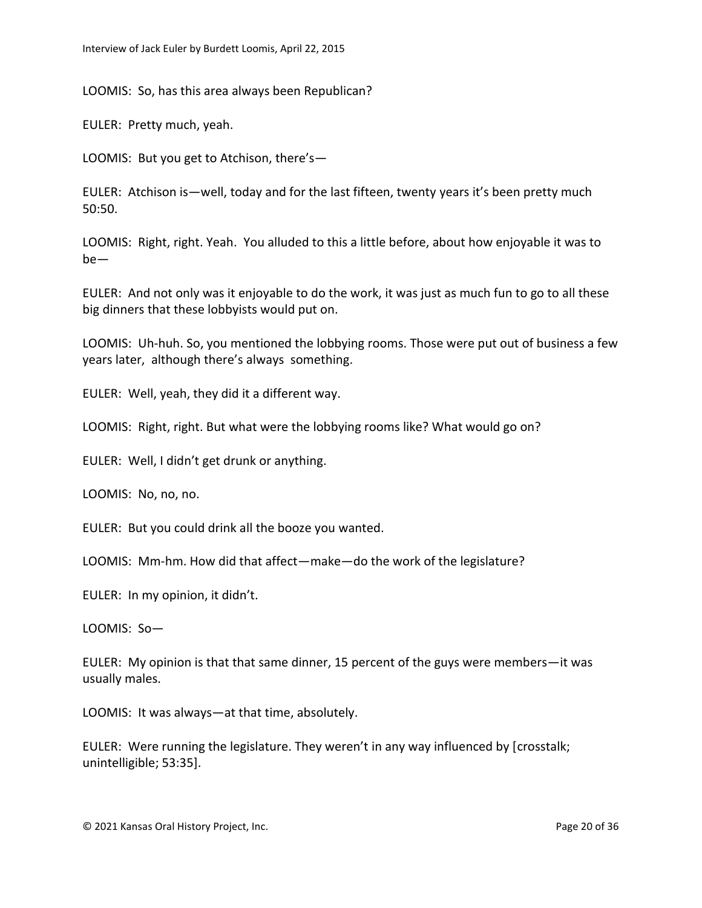LOOMIS: So, has this area always been Republican?

EULER: Pretty much, yeah.

LOOMIS: But you get to Atchison, there's—

EULER: Atchison is—well, today and for the last fifteen, twenty years it's been pretty much 50:50.

LOOMIS: Right, right. Yeah. You alluded to this a little before, about how enjoyable it was to be—

EULER: And not only was it enjoyable to do the work, it was just as much fun to go to all these big dinners that these lobbyists would put on.

LOOMIS: Uh-huh. So, you mentioned the lobbying rooms. Those were put out of business a few years later, although there's always something.

EULER: Well, yeah, they did it a different way.

LOOMIS: Right, right. But what were the lobbying rooms like? What would go on?

EULER: Well, I didn't get drunk or anything.

LOOMIS: No, no, no.

EULER: But you could drink all the booze you wanted.

LOOMIS: Mm-hm. How did that affect—make—do the work of the legislature?

EULER: In my opinion, it didn't.

LOOMIS: So—

EULER: My opinion is that that same dinner, 15 percent of the guys were members—it was usually males.

LOOMIS: It was always—at that time, absolutely.

EULER: Were running the legislature. They weren't in any way influenced by [crosstalk; unintelligible; 53:35].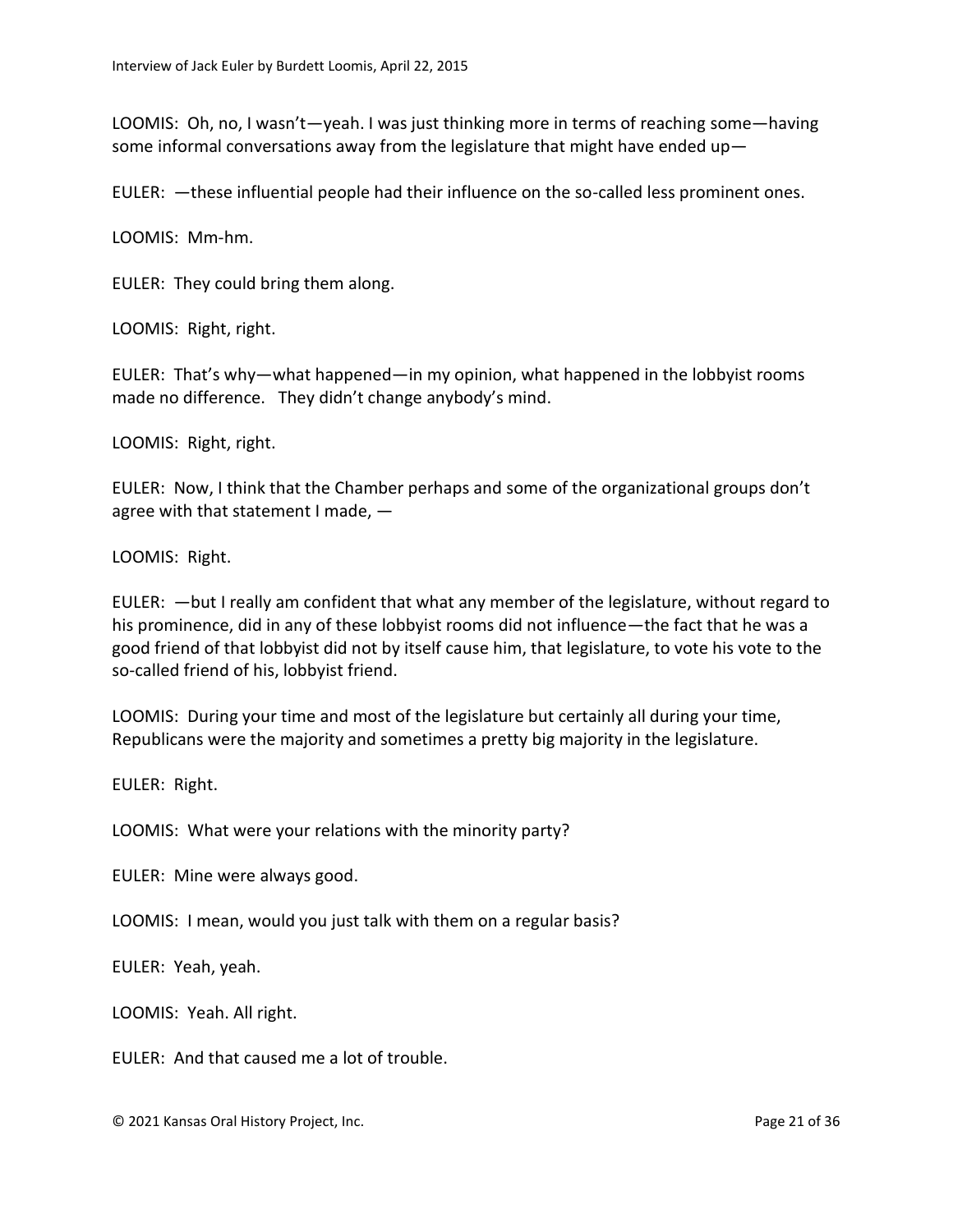LOOMIS: Oh, no, I wasn't—yeah. I was just thinking more in terms of reaching some—having some informal conversations away from the legislature that might have ended up—

EULER: —these influential people had their influence on the so-called less prominent ones.

LOOMIS: Mm-hm.

EULER: They could bring them along.

LOOMIS: Right, right.

EULER: That's why—what happened—in my opinion, what happened in the lobbyist rooms made no difference. They didn't change anybody's mind.

LOOMIS: Right, right.

EULER: Now, I think that the Chamber perhaps and some of the organizational groups don't agree with that statement I made, —

LOOMIS: Right.

EULER: —but I really am confident that what any member of the legislature, without regard to his prominence, did in any of these lobbyist rooms did not influence—the fact that he was a good friend of that lobbyist did not by itself cause him, that legislature, to vote his vote to the so-called friend of his, lobbyist friend.

LOOMIS: During your time and most of the legislature but certainly all during your time, Republicans were the majority and sometimes a pretty big majority in the legislature.

EULER: Right.

LOOMIS: What were your relations with the minority party?

EULER: Mine were always good.

LOOMIS: I mean, would you just talk with them on a regular basis?

EULER: Yeah, yeah.

LOOMIS: Yeah. All right.

EULER: And that caused me a lot of trouble.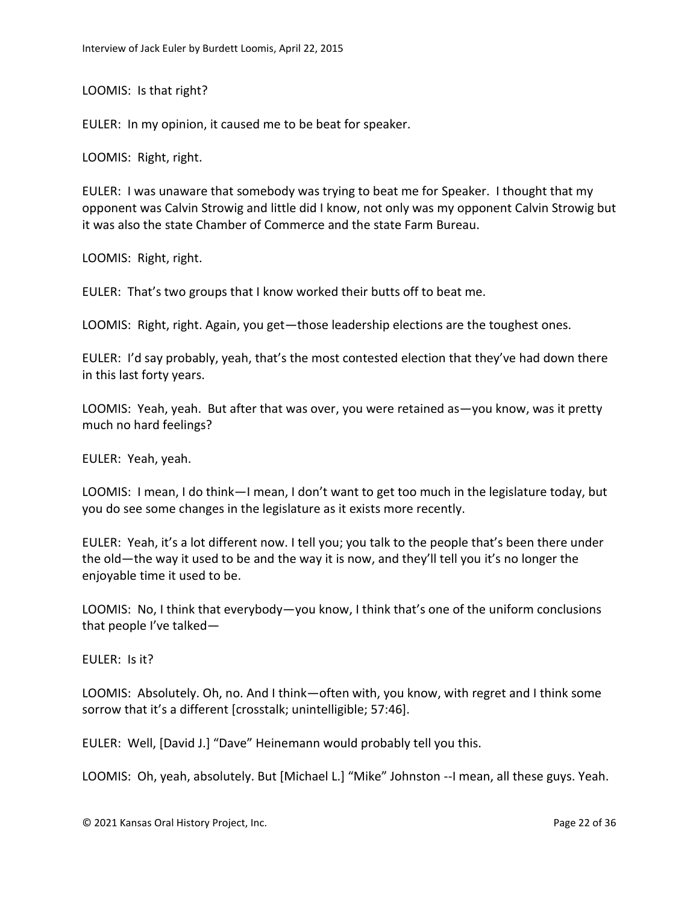LOOMIS: Is that right?

EULER: In my opinion, it caused me to be beat for speaker.

LOOMIS: Right, right.

EULER: I was unaware that somebody was trying to beat me for Speaker. I thought that my opponent was Calvin Strowig and little did I know, not only was my opponent Calvin Strowig but it was also the state Chamber of Commerce and the state Farm Bureau.

LOOMIS: Right, right.

EULER: That's two groups that I know worked their butts off to beat me.

LOOMIS: Right, right. Again, you get—those leadership elections are the toughest ones.

EULER: I'd say probably, yeah, that's the most contested election that they've had down there in this last forty years.

LOOMIS: Yeah, yeah. But after that was over, you were retained as—you know, was it pretty much no hard feelings?

EULER: Yeah, yeah.

LOOMIS: I mean, I do think—I mean, I don't want to get too much in the legislature today, but you do see some changes in the legislature as it exists more recently.

EULER: Yeah, it's a lot different now. I tell you; you talk to the people that's been there under the old—the way it used to be and the way it is now, and they'll tell you it's no longer the enjoyable time it used to be.

LOOMIS: No, I think that everybody—you know, I think that's one of the uniform conclusions that people I've talked—

EULER: Is it?

LOOMIS: Absolutely. Oh, no. And I think—often with, you know, with regret and I think some sorrow that it's a different [crosstalk; unintelligible; 57:46].

EULER: Well, [David J.] "Dave" Heinemann would probably tell you this.

LOOMIS: Oh, yeah, absolutely. But [Michael L.] "Mike" Johnston --I mean, all these guys. Yeah.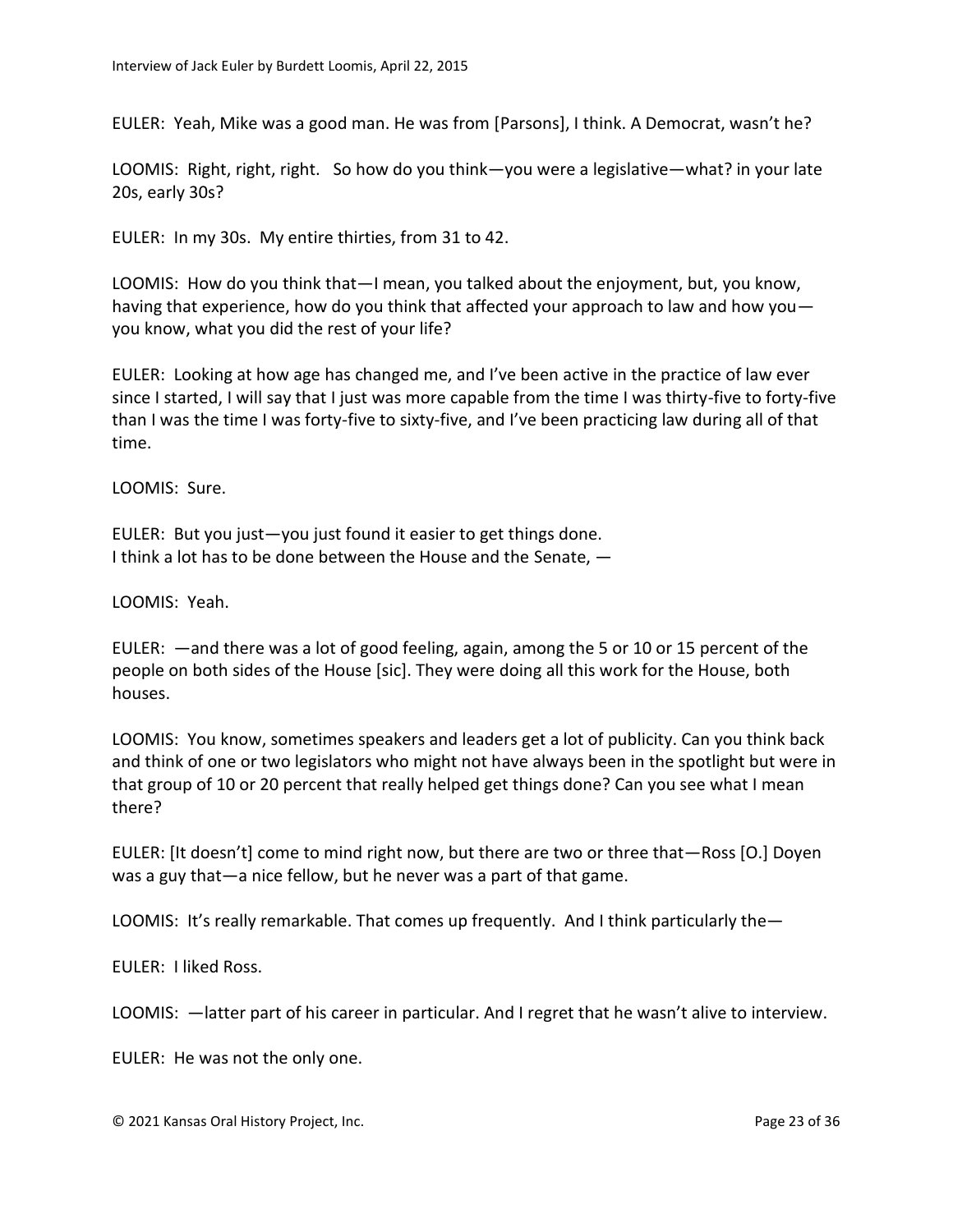EULER: Yeah, Mike was a good man. He was from [Parsons], I think. A Democrat, wasn't he?

LOOMIS: Right, right, right. So how do you think—you were a legislative—what? in your late 20s, early 30s?

EULER: In my 30s. My entire thirties, from 31 to 42.

LOOMIS: How do you think that—I mean, you talked about the enjoyment, but, you know, having that experience, how do you think that affected your approach to law and how you—you know, what you did the rest of your life?

EULER: Looking at how age has changed me, and I've been active in the practice of law ever since I started, I will say that I just was more capable from the time I was thirty-five to forty-five than I was the time I was forty-five to sixty-five, and I've been practicing law during all of that time.

LOOMIS: Sure.

EULER: But you just—you just found it easier to get things done.
I think a lot has to be done between the House and the Senate, —

LOOMIS: Yeah.

EULER: —and there was a lot of good feeling, again, among the 5 or 10 or 15 percent of the people on both sides of the House [sic]. They were doing all this work for the House, both houses.

LOOMIS: You know, sometimes speakers and leaders get a lot of publicity. Can you think back and think of one or two legislators who might not have always been in the spotlight but were in that group of 10 or 20 percent that really helped get things done? Can you see what I mean there?

EULER: [It doesn't] come to mind right now, but there are two or three that—Ross [O.] Doyen was a guy that—a nice fellow, but he never was a part of that game.

LOOMIS: It's really remarkable. That comes up frequently. And I think particularly the—

EULER: I liked Ross.

LOOMIS: —latter part of his career in particular. And I regret that he wasn't alive to interview.

EULER: He was not the only one.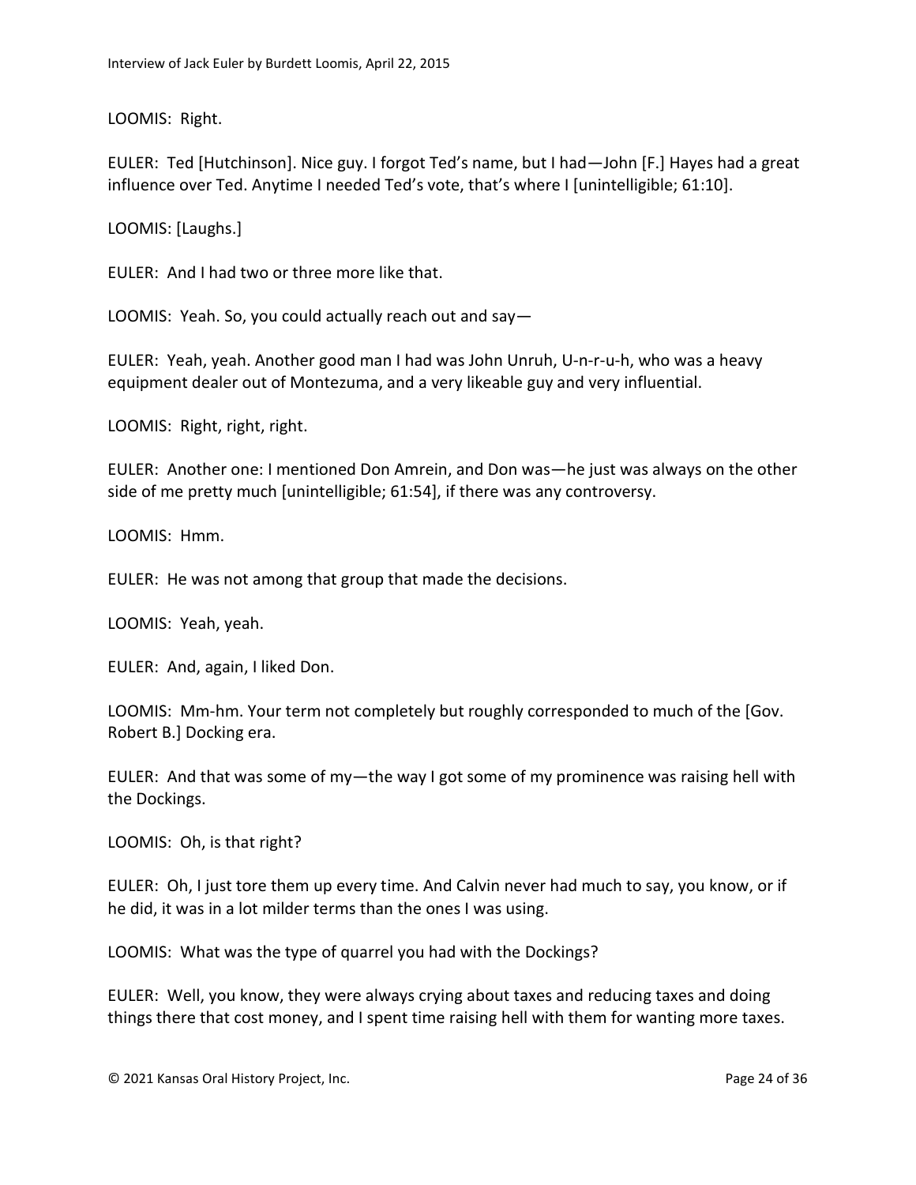LOOMIS: Right.

EULER: Ted [Hutchinson]. Nice guy. I forgot Ted's name, but I had—John [F.] Hayes had a great influence over Ted. Anytime I needed Ted's vote, that's where I [unintelligible; 61:10].

LOOMIS: [Laughs.]

EULER: And I had two or three more like that.

LOOMIS: Yeah. So, you could actually reach out and say—

EULER: Yeah, yeah. Another good man I had was John Unruh, U-n-r-u-h, who was a heavy equipment dealer out of Montezuma, and a very likeable guy and very influential.

LOOMIS: Right, right, right.

EULER: Another one: I mentioned Don Amrein, and Don was—he just was always on the other side of me pretty much [unintelligible; 61:54], if there was any controversy.

LOOMIS: Hmm.

EULER: He was not among that group that made the decisions.

LOOMIS: Yeah, yeah.

EULER: And, again, I liked Don.

LOOMIS: Mm-hm. Your term not completely but roughly corresponded to much of the [Gov. Robert B.] Docking era.

EULER: And that was some of my—the way I got some of my prominence was raising hell with the Dockings.

LOOMIS: Oh, is that right?

EULER: Oh, I just tore them up every time. And Calvin never had much to say, you know, or if he did, it was in a lot milder terms than the ones I was using.

LOOMIS: What was the type of quarrel you had with the Dockings?

EULER: Well, you know, they were always crying about taxes and reducing taxes and doing things there that cost money, and I spent time raising hell with them for wanting more taxes.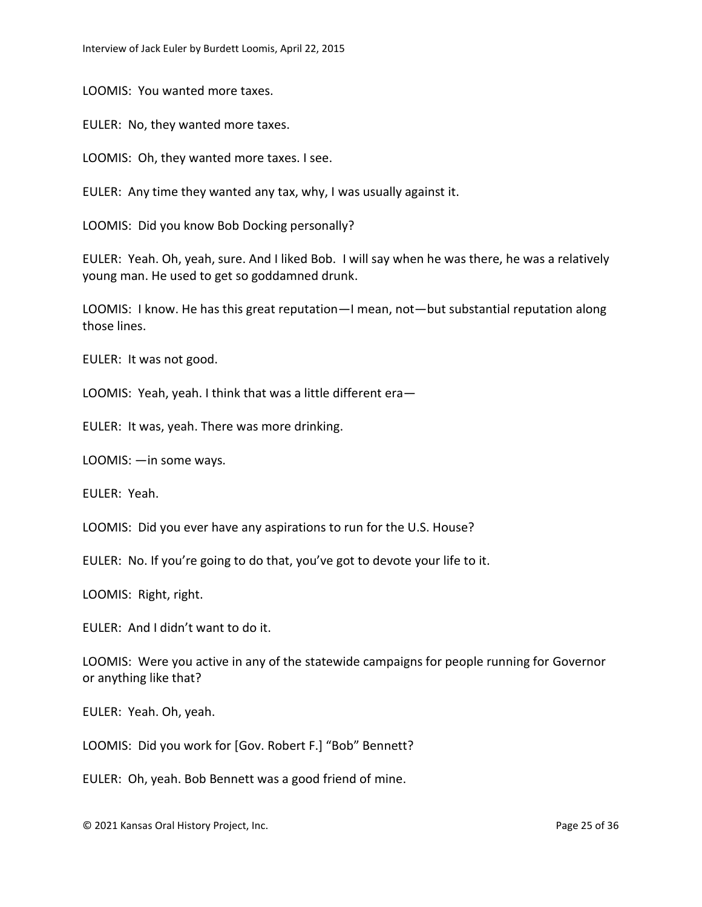LOOMIS: You wanted more taxes.

EULER: No, they wanted more taxes.

LOOMIS: Oh, they wanted more taxes. I see.

EULER: Any time they wanted any tax, why, I was usually against it.

LOOMIS: Did you know Bob Docking personally?

EULER: Yeah. Oh, yeah, sure. And I liked Bob. I will say when he was there, he was a relatively young man. He used to get so goddamned drunk.

LOOMIS: I know. He has this great reputation—I mean, not—but substantial reputation along those lines.

EULER: It was not good.

LOOMIS: Yeah, yeah. I think that was a little different era—

EULER: It was, yeah. There was more drinking.

LOOMIS: —in some ways.

EULER: Yeah.

LOOMIS: Did you ever have any aspirations to run for the U.S. House?

EULER: No. If you're going to do that, you've got to devote your life to it.

LOOMIS: Right, right.

EULER: And I didn't want to do it.

LOOMIS: Were you active in any of the statewide campaigns for people running for Governor or anything like that?

EULER: Yeah. Oh, yeah.

LOOMIS: Did you work for [Gov. Robert F.] "Bob" Bennett?

EULER: Oh, yeah. Bob Bennett was a good friend of mine.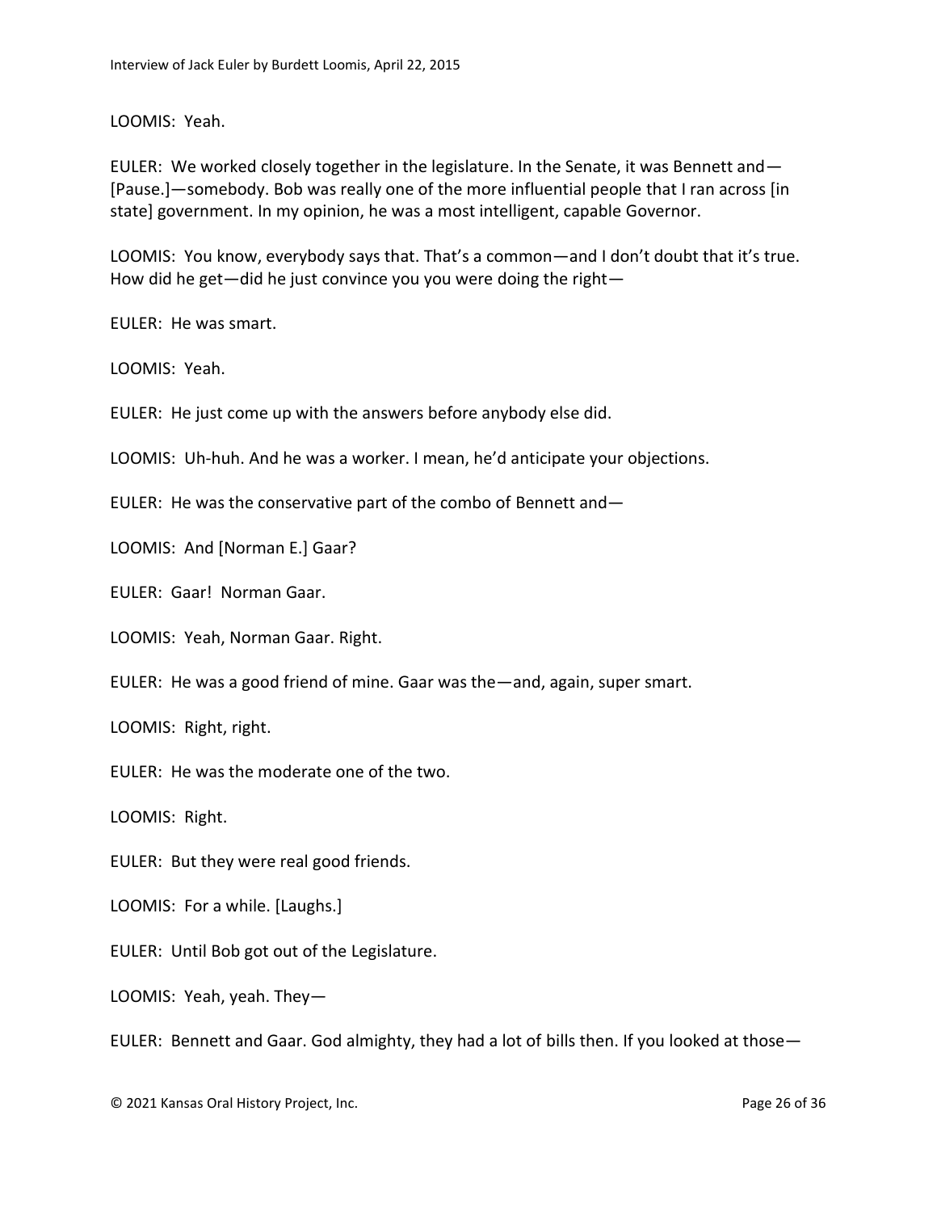LOOMIS: Yeah.

EULER: We worked closely together in the legislature. In the Senate, it was Bennett and—[Pause.]—somebody. Bob was really one of the more influential people that I ran across [in state] government. In my opinion, he was a most intelligent, capable Governor.

LOOMIS: You know, everybody says that. That's a common—and I don't doubt that it's true. How did he get—did he just convince you you were doing the right—

EULER: He was smart.

LOOMIS: Yeah.

EULER: He just come up with the answers before anybody else did.

LOOMIS: Uh-huh. And he was a worker. I mean, he'd anticipate your objections.

EULER: He was the conservative part of the combo of Bennett and—

LOOMIS: And [Norman E.] Gaar?

EULER: Gaar! Norman Gaar.

LOOMIS: Yeah, Norman Gaar. Right.

EULER: He was a good friend of mine. Gaar was the—and, again, super smart.

LOOMIS: Right, right.

EULER: He was the moderate one of the two.

LOOMIS: Right.

EULER: But they were real good friends.

LOOMIS: For a while. [Laughs.]

EULER: Until Bob got out of the Legislature.

LOOMIS: Yeah, yeah. They—

EULER: Bennett and Gaar. God almighty, they had a lot of bills then. If you looked at those—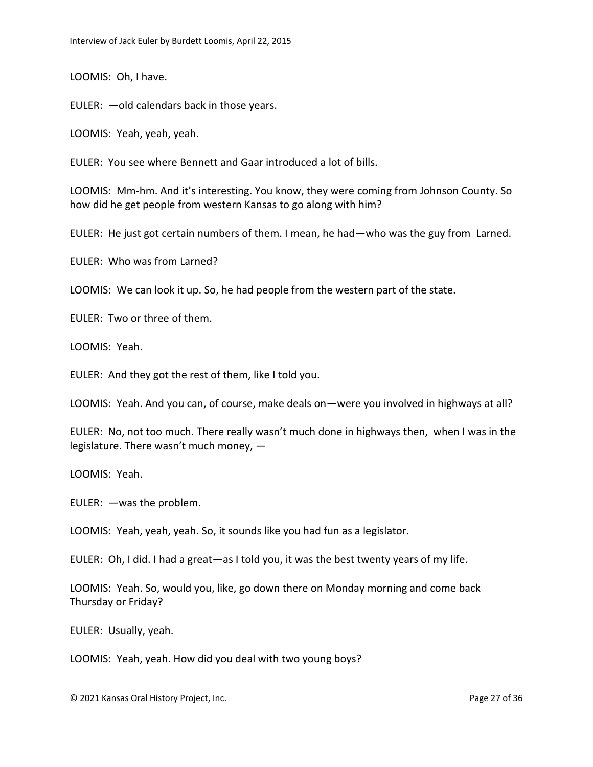LOOMIS: Oh, I have.

EULER: —old calendars back in those years.

LOOMIS: Yeah, yeah, yeah.

EULER: You see where Bennett and Gaar introduced a lot of bills.

LOOMIS: Mm-hm. And it's interesting. You know, they were coming from Johnson County. So how did he get people from western Kansas to go along with him?

EULER: He just got certain numbers of them. I mean, he had—who was the guy from Larned.

EULER: Who was from Larned?

LOOMIS: We can look it up. So, he had people from the western part of the state.

EULER: Two or three of them.

LOOMIS: Yeah.

EULER: And they got the rest of them, like I told you.

LOOMIS: Yeah. And you can, of course, make deals on—were you involved in highways at all?

EULER: No, not too much. There really wasn't much done in highways then, when I was in the legislature. There wasn't much money, —

LOOMIS: Yeah.

EULER: —was the problem.

LOOMIS: Yeah, yeah, yeah. So, it sounds like you had fun as a legislator.

EULER: Oh, I did. I had a great—as I told you, it was the best twenty years of my life.

LOOMIS: Yeah. So, would you, like, go down there on Monday morning and come back Thursday or Friday?

EULER: Usually, yeah.

LOOMIS: Yeah, yeah. How did you deal with two young boys?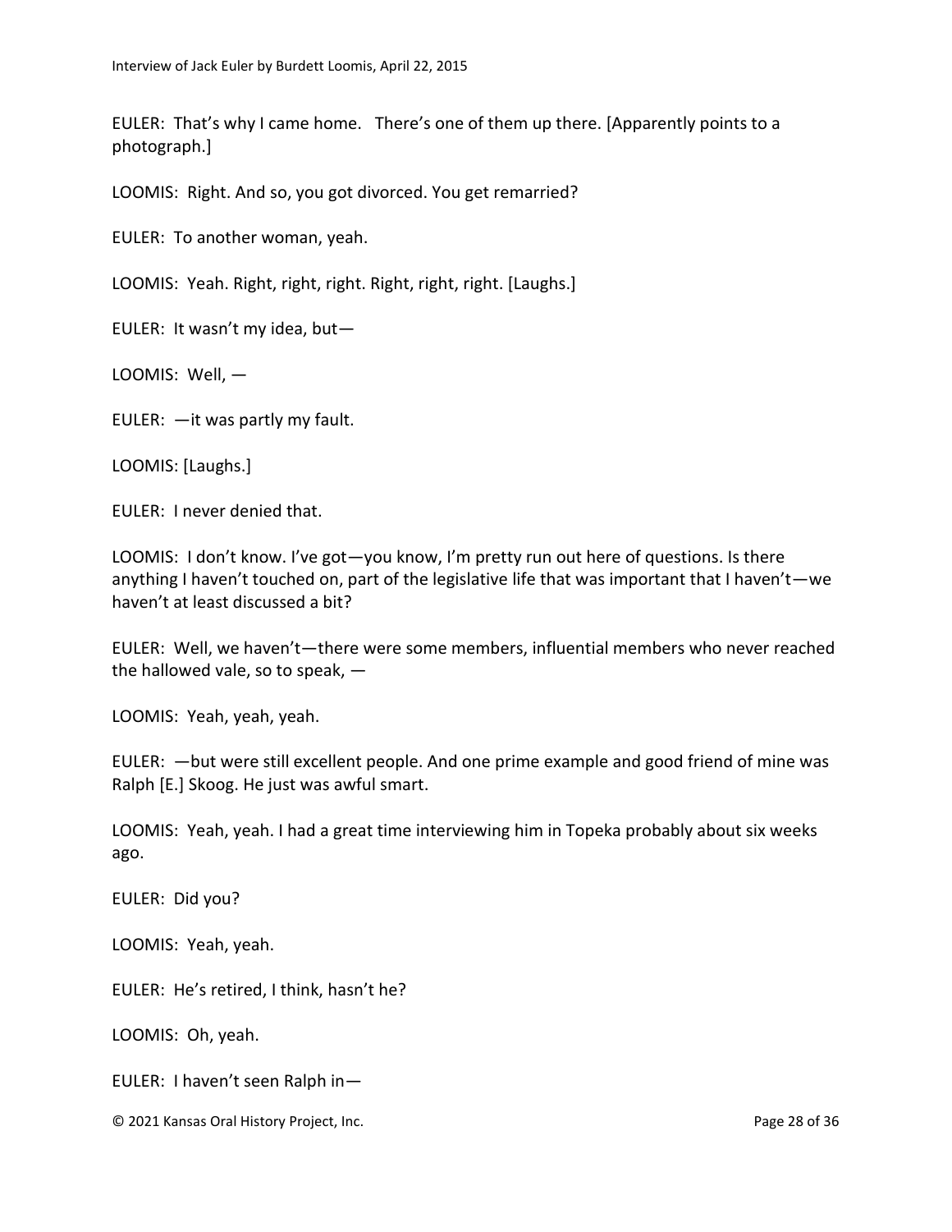EULER: That's why I came home. There's one of them up there. [Apparently points to a photograph.]

LOOMIS: Right. And so, you got divorced. You get remarried?

EULER: To another woman, yeah.

LOOMIS: Yeah. Right, right, right. Right, right, right. [Laughs.]

EULER: It wasn't my idea, but—

LOOMIS: Well, —

EULER: —it was partly my fault.

LOOMIS: [Laughs.]

EULER: I never denied that.

LOOMIS: I don't know. I've got—you know, I'm pretty run out here of questions. Is there anything I haven't touched on, part of the legislative life that was important that I haven't—we haven't at least discussed a bit?

EULER: Well, we haven't—there were some members, influential members who never reached the hallowed vale, so to speak, —

LOOMIS: Yeah, yeah, yeah.

EULER: —but were still excellent people. And one prime example and good friend of mine was Ralph [E.] Skoog. He just was awful smart.

LOOMIS: Yeah, yeah. I had a great time interviewing him in Topeka probably about six weeks ago.

EULER: Did you?

LOOMIS: Yeah, yeah.

EULER: He's retired, I think, hasn't he?

LOOMIS: Oh, yeah.

EULER: I haven't seen Ralph in—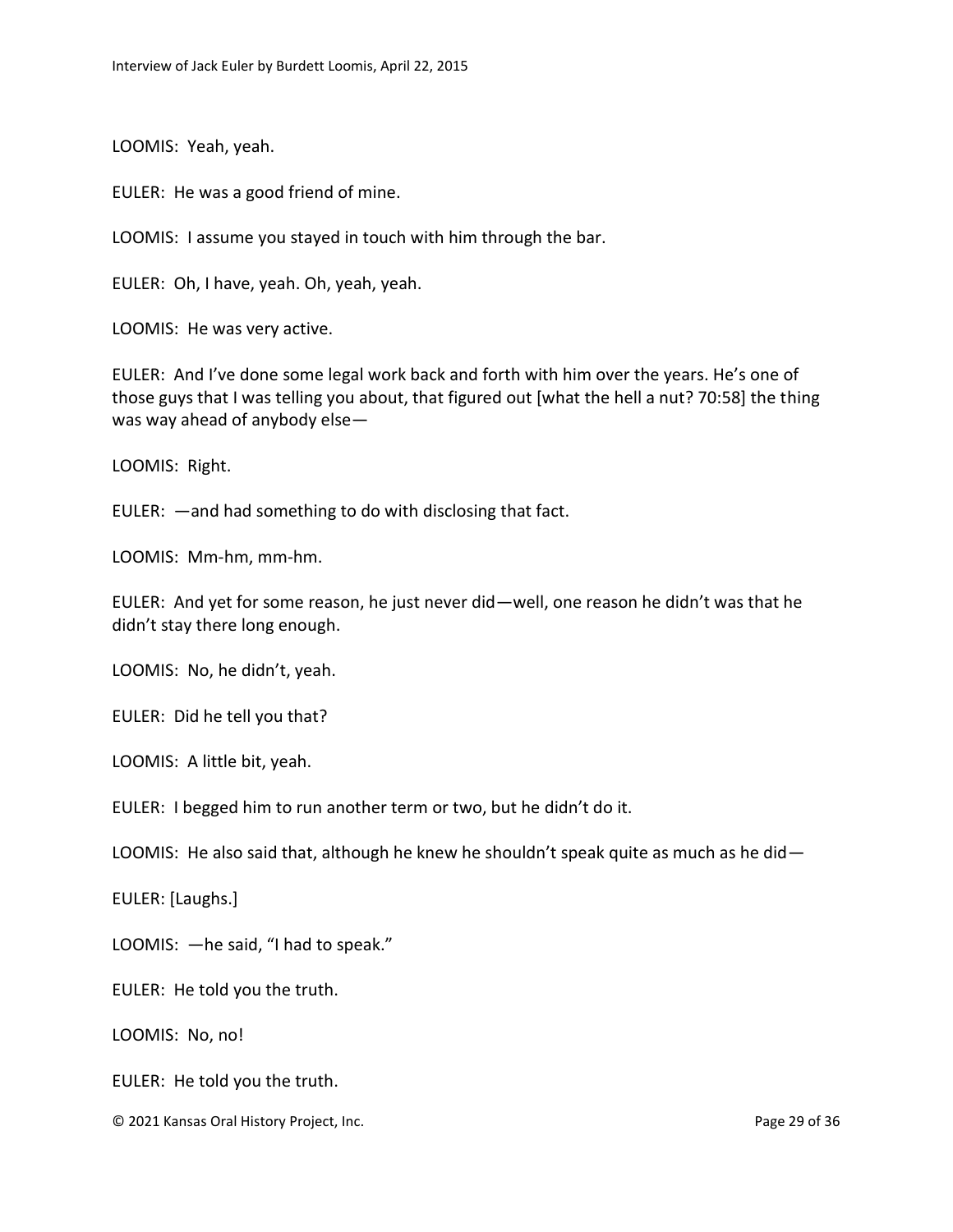LOOMIS: Yeah, yeah.

EULER: He was a good friend of mine.

LOOMIS: I assume you stayed in touch with him through the bar.

EULER: Oh, I have, yeah. Oh, yeah, yeah.

LOOMIS: He was very active.

EULER: And I've done some legal work back and forth with him over the years. He's one of those guys that I was telling you about, that figured out [what the hell a nut? 70:58] the thing was way ahead of anybody else—

LOOMIS: Right.

EULER: —and had something to do with disclosing that fact.

LOOMIS: Mm-hm, mm-hm.

EULER: And yet for some reason, he just never did—well, one reason he didn't was that he didn't stay there long enough.

LOOMIS: No, he didn't, yeah.

EULER: Did he tell you that?

LOOMIS: A little bit, yeah.

EULER: I begged him to run another term or two, but he didn't do it.

LOOMIS: He also said that, although he knew he shouldn't speak quite as much as he did—

EULER: [Laughs.]

LOOMIS: —he said, "I had to speak."

EULER: He told you the truth.

LOOMIS: No, no!

EULER: He told you the truth.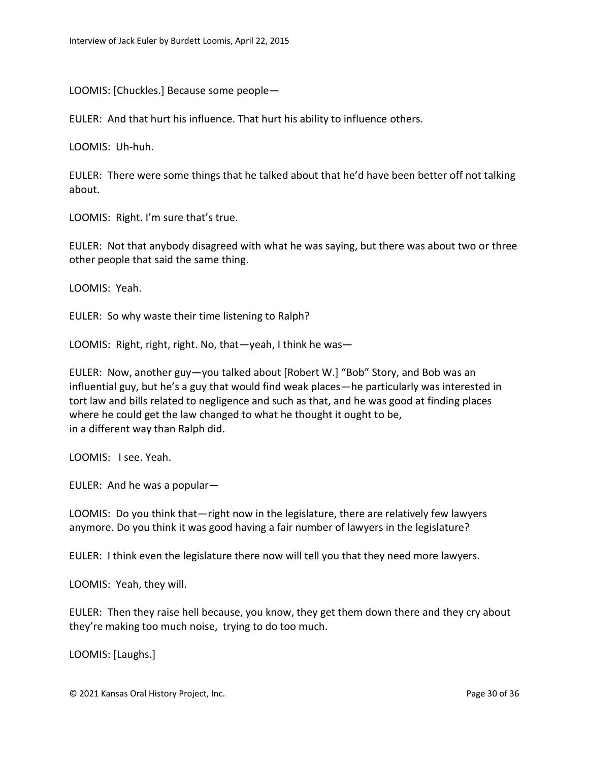LOOMIS: [Chuckles.] Because some people—

EULER: And that hurt his influence. That hurt his ability to influence others.

LOOMIS: Uh-huh.

EULER: There were some things that he talked about that he'd have been better off not talking about.

LOOMIS: Right. I'm sure that's true.

EULER: Not that anybody disagreed with what he was saying, but there was about two or three other people that said the same thing.

LOOMIS: Yeah.

EULER: So why waste their time listening to Ralph?

LOOMIS: Right, right, right. No, that—yeah, I think he was—

EULER: Now, another guy—you talked about [Robert W.] "Bob" Story, and Bob was an influential guy, but he's a guy that would find weak places—he particularly was interested in tort law and bills related to negligence and such as that, and he was good at finding places where he could get the law changed to what he thought it ought to be, in a different way than Ralph did.

LOOMIS: I see. Yeah.

EULER: And he was a popular—

LOOMIS: Do you think that—right now in the legislature, there are relatively few lawyers anymore. Do you think it was good having a fair number of lawyers in the legislature?

EULER: I think even the legislature there now will tell you that they need more lawyers.

LOOMIS: Yeah, they will.

EULER: Then they raise hell because, you know, they get them down there and they cry about they're making too much noise, trying to do too much.

LOOMIS: [Laughs.]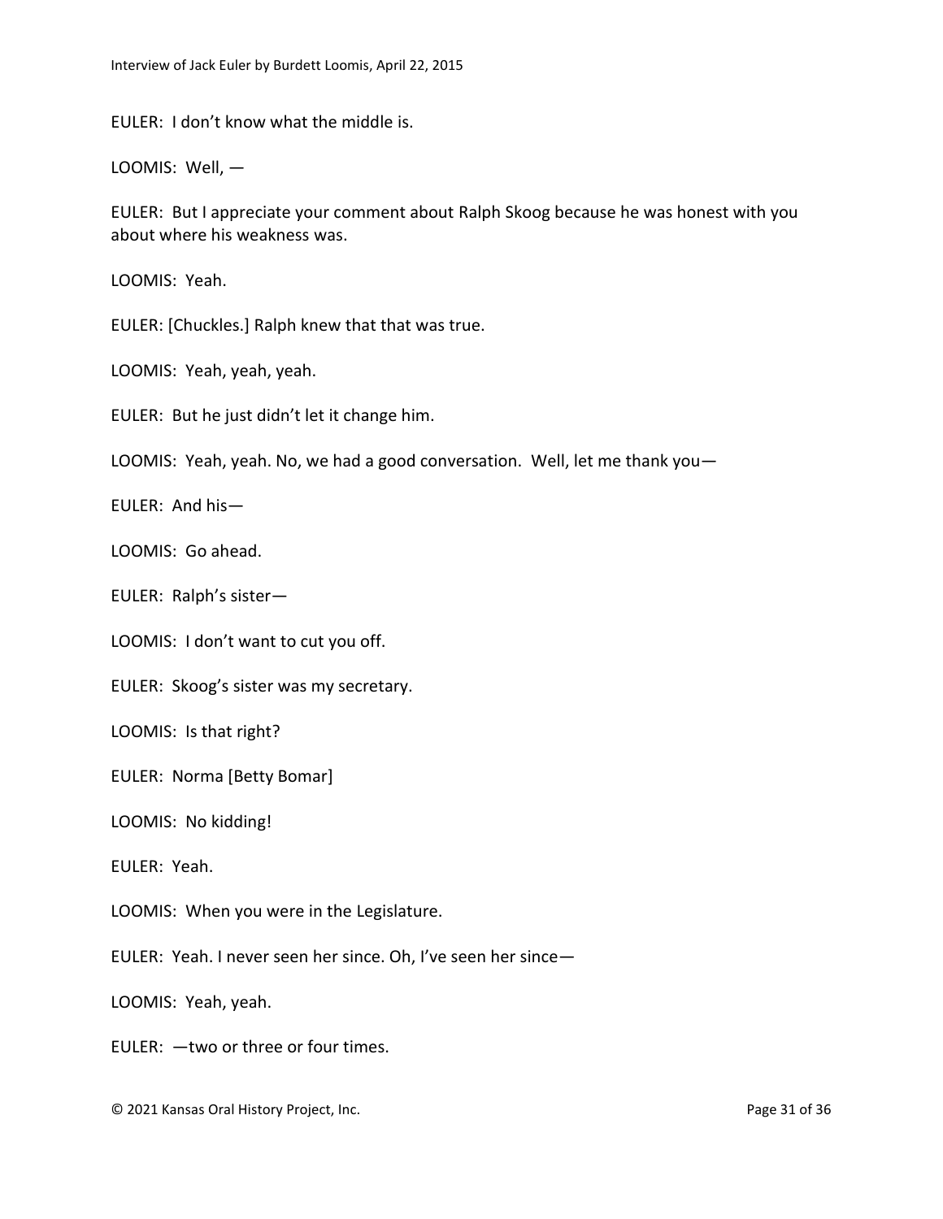EULER: I don't know what the middle is.

LOOMIS: Well, —

EULER: But I appreciate your comment about Ralph Skoog because he was honest with you about where his weakness was.

LOOMIS: Yeah.

EULER: [Chuckles.] Ralph knew that that was true.

LOOMIS: Yeah, yeah, yeah.

EULER: But he just didn't let it change him.

LOOMIS: Yeah, yeah. No, we had a good conversation. Well, let me thank you—

EULER: And his—

LOOMIS: Go ahead.

EULER: Ralph's sister—

LOOMIS: I don't want to cut you off.

EULER: Skoog's sister was my secretary.

LOOMIS: Is that right?

EULER: Norma [Betty Bomar]

LOOMIS: No kidding!

EULER: Yeah.

LOOMIS: When you were in the Legislature.

EULER: Yeah. I never seen her since. Oh, I've seen her since—

LOOMIS: Yeah, yeah.

EULER: —two or three or four times.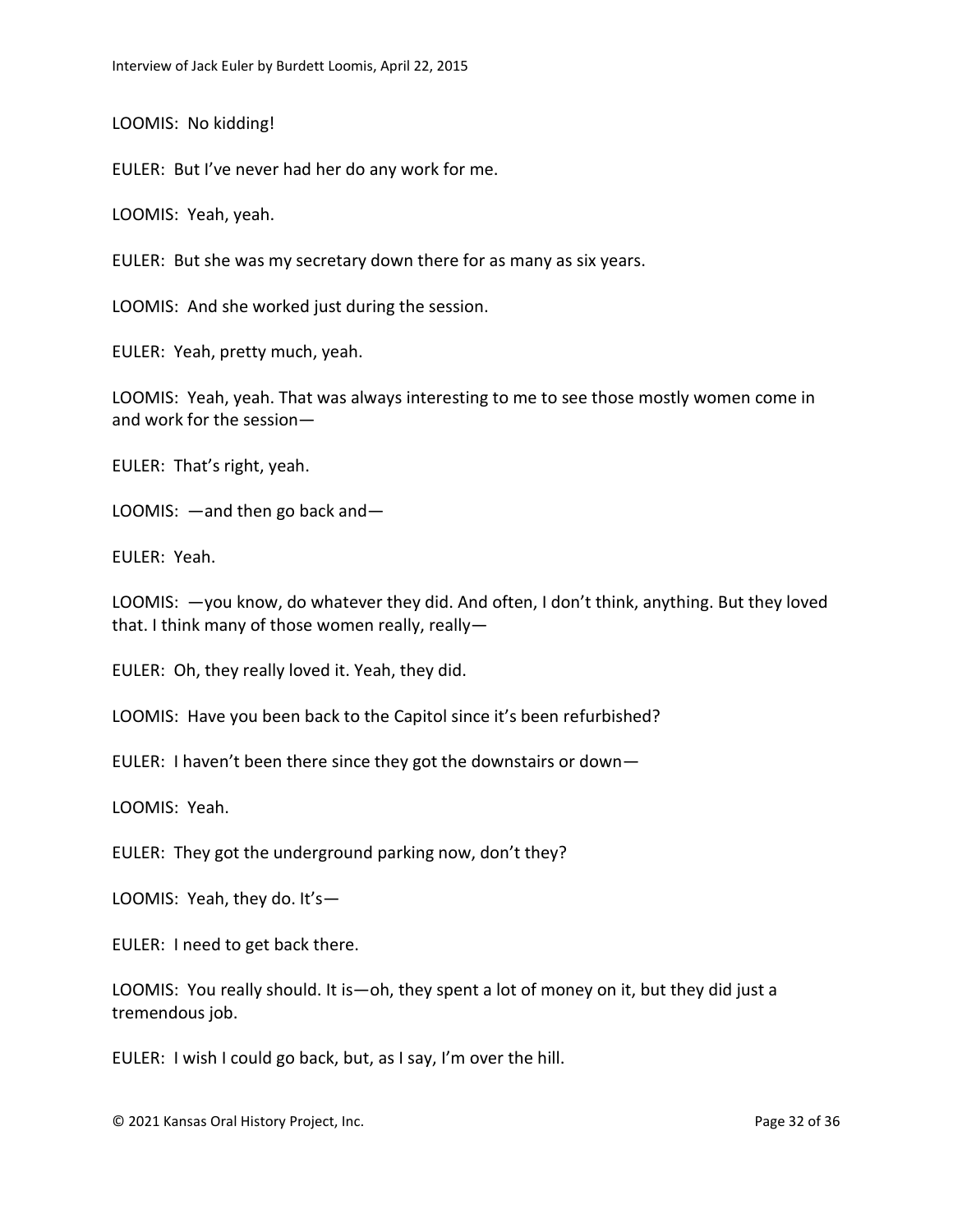LOOMIS: No kidding!

EULER: But I've never had her do any work for me.

LOOMIS: Yeah, yeah.

EULER: But she was my secretary down there for as many as six years.

LOOMIS: And she worked just during the session.

EULER: Yeah, pretty much, yeah.

LOOMIS: Yeah, yeah. That was always interesting to me to see those mostly women come in and work for the session—

EULER: That's right, yeah.

LOOMIS: —and then go back and—

EULER: Yeah.

LOOMIS: —you know, do whatever they did. And often, I don't think, anything. But they loved that. I think many of those women really, really—

EULER: Oh, they really loved it. Yeah, they did.

LOOMIS: Have you been back to the Capitol since it's been refurbished?

EULER: I haven't been there since they got the downstairs or down—

LOOMIS: Yeah.

EULER: They got the underground parking now, don't they?

LOOMIS: Yeah, they do. It's—

EULER: I need to get back there.

LOOMIS: You really should. It is—oh, they spent a lot of money on it, but they did just a tremendous job.

EULER: I wish I could go back, but, as I say, I'm over the hill.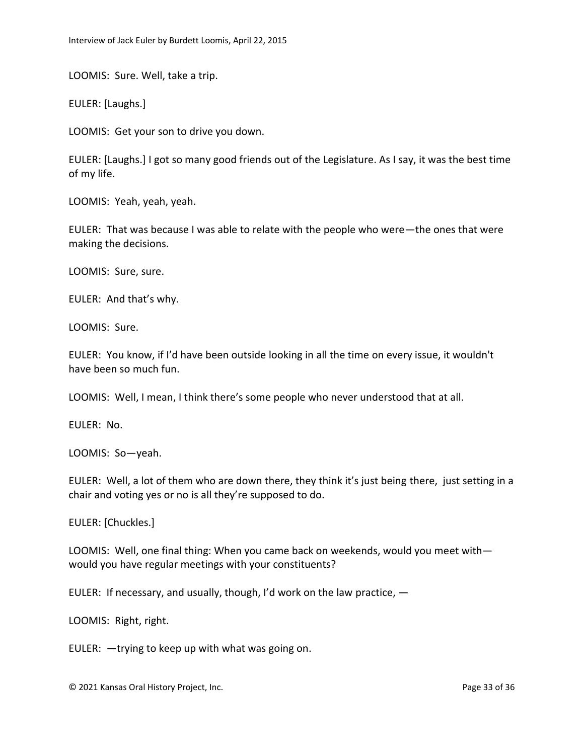LOOMIS: Sure. Well, take a trip.

EULER: [Laughs.]

LOOMIS: Get your son to drive you down.

EULER: [Laughs.] I got so many good friends out of the Legislature. As I say, it was the best time of my life.

LOOMIS: Yeah, yeah, yeah.

EULER: That was because I was able to relate with the people who were—the ones that were making the decisions.

LOOMIS: Sure, sure.

EULER: And that's why.

LOOMIS: Sure.

EULER: You know, if I'd have been outside looking in all the time on every issue, it wouldn't have been so much fun.

LOOMIS: Well, I mean, I think there's some people who never understood that at all.

EULER: No.

LOOMIS: So—yeah.

EULER: Well, a lot of them who are down there, they think it's just being there, just setting in a chair and voting yes or no is all they're supposed to do.

EULER: [Chuckles.]

LOOMIS: Well, one final thing: When you came back on weekends, would you meet with—would you have regular meetings with your constituents?

EULER: If necessary, and usually, though, I'd work on the law practice, —

LOOMIS: Right, right.

EULER: —trying to keep up with what was going on.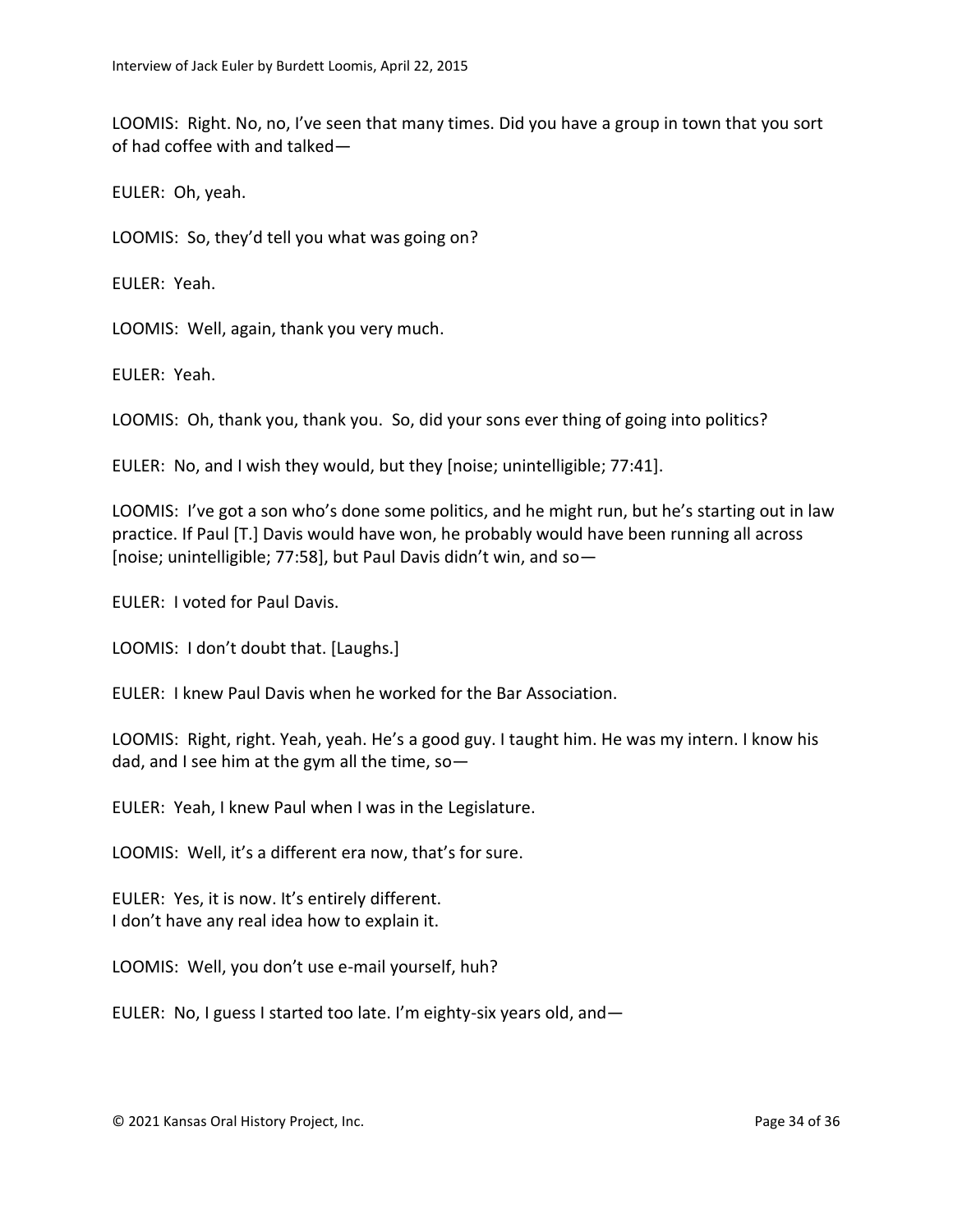LOOMIS: Right. No, no, I've seen that many times. Did you have a group in town that you sort of had coffee with and talked—

EULER: Oh, yeah.

LOOMIS: So, they'd tell you what was going on?

EULER: Yeah.

LOOMIS: Well, again, thank you very much.

EULER: Yeah.

LOOMIS: Oh, thank you, thank you. So, did your sons ever thing of going into politics?

EULER: No, and I wish they would, but they [noise; unintelligible; 77:41].

LOOMIS: I've got a son who's done some politics, and he might run, but he's starting out in law practice. If Paul [T.] Davis would have won, he probably would have been running all across [noise; unintelligible; 77:58], but Paul Davis didn't win, and so—

EULER: I voted for Paul Davis.

LOOMIS: I don't doubt that. [Laughs.]

EULER: I knew Paul Davis when he worked for the Bar Association.

LOOMIS: Right, right. Yeah, yeah. He's a good guy. I taught him. He was my intern. I know his dad, and I see him at the gym all the time, so—

EULER: Yeah, I knew Paul when I was in the Legislature.

LOOMIS: Well, it's a different era now, that's for sure.

EULER: Yes, it is now. It's entirely different.
I don't have any real idea how to explain it.

LOOMIS: Well, you don't use e-mail yourself, huh?

EULER: No, I guess I started too late. I'm eighty-six years old, and—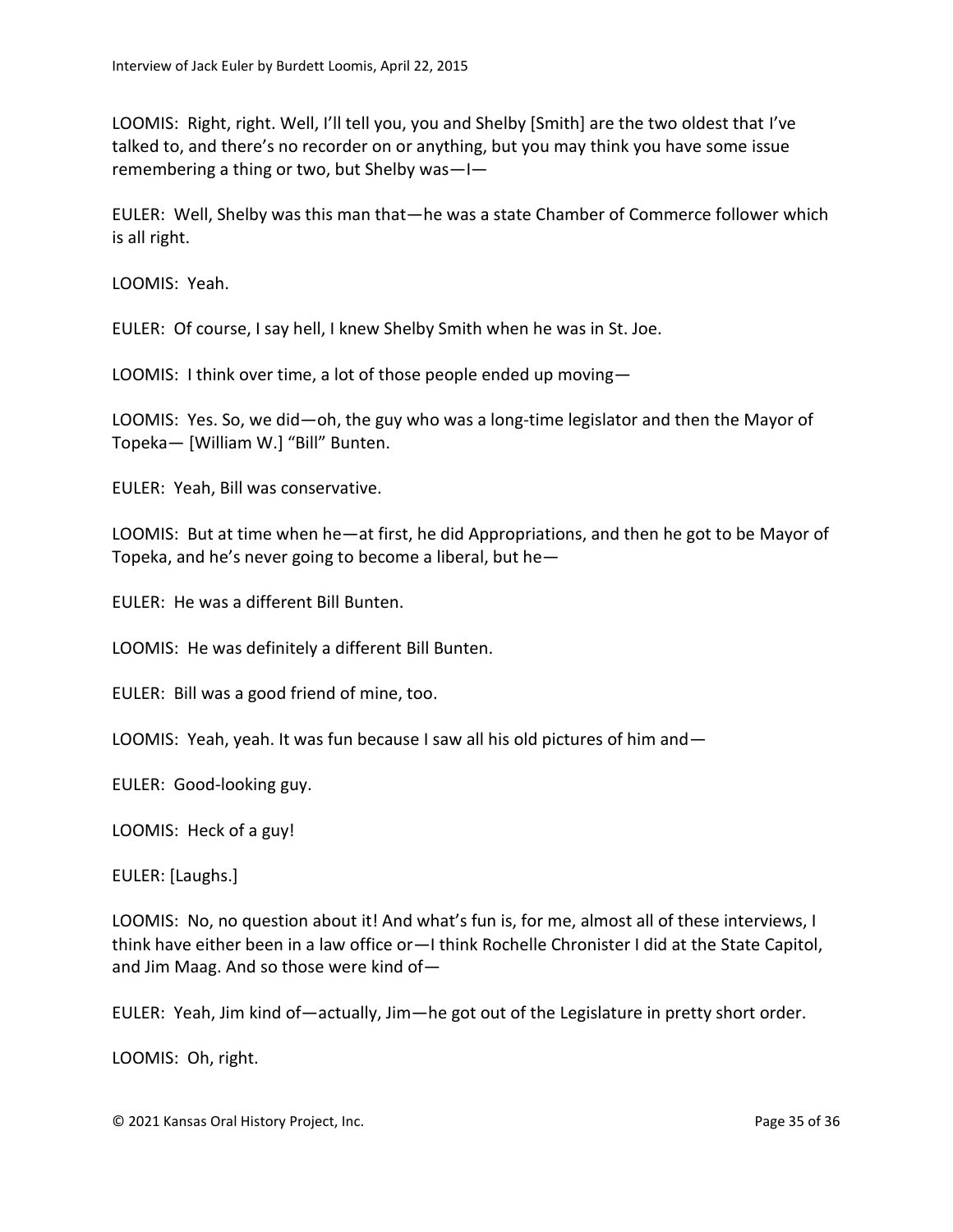LOOMIS: Right, right. Well, I'll tell you, you and Shelby [Smith] are the two oldest that I've talked to, and there's no recorder on or anything, but you may think you have some issue remembering a thing or two, but Shelby was—I—

EULER: Well, Shelby was this man that—he was a state Chamber of Commerce follower which is all right.

LOOMIS: Yeah.

EULER: Of course, I say hell, I knew Shelby Smith when he was in St. Joe.

LOOMIS: I think over time, a lot of those people ended up moving—

LOOMIS: Yes. So, we did—oh, the guy who was a long-time legislator and then the Mayor of Topeka— [William W.] "Bill" Bunten.

EULER: Yeah, Bill was conservative.

LOOMIS: But at time when he—at first, he did Appropriations, and then he got to be Mayor of Topeka, and he's never going to become a liberal, but he—

EULER: He was a different Bill Bunten.

LOOMIS: He was definitely a different Bill Bunten.

EULER: Bill was a good friend of mine, too.

LOOMIS: Yeah, yeah. It was fun because I saw all his old pictures of him and—

EULER: Good-looking guy.

LOOMIS: Heck of a guy!

EULER: [Laughs.]

LOOMIS: No, no question about it! And what's fun is, for me, almost all of these interviews, I think have either been in a law office or—I think Rochelle Chronister I did at the State Capitol, and Jim Maag. And so those were kind of—

EULER: Yeah, Jim kind of—actually, Jim—he got out of the Legislature in pretty short order.

LOOMIS: Oh, right.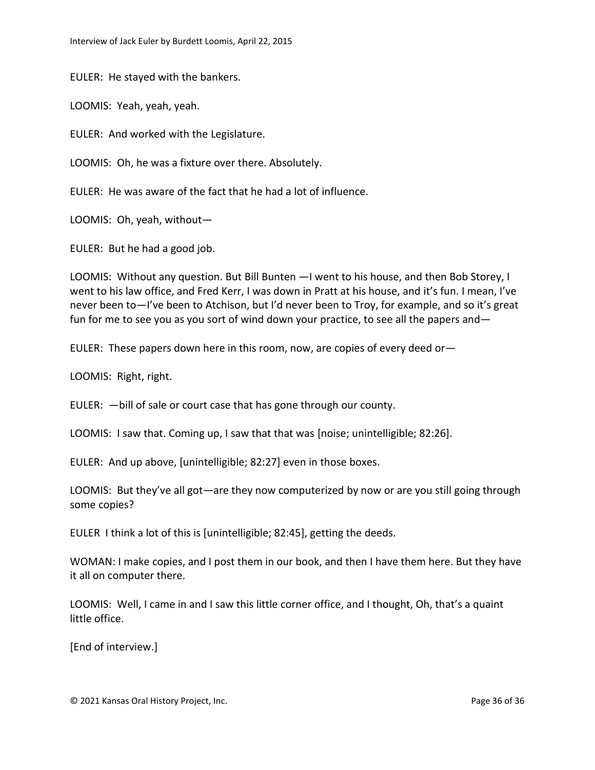EULER: He stayed with the bankers.

LOOMIS: Yeah, yeah, yeah.

EULER: And worked with the Legislature.

LOOMIS: Oh, he was a fixture over there. Absolutely.

EULER: He was aware of the fact that he had a lot of influence.

LOOMIS: Oh, yeah, without—

EULER: But he had a good job.

LOOMIS: Without any question. But Bill Bunten —I went to his house, and then Bob Storey, I went to his law office, and Fred Kerr, I was down in Pratt at his house, and it's fun. I mean, I've never been to—I've been to Atchison, but I'd never been to Troy, for example, and so it's great fun for me to see you as you sort of wind down your practice, to see all the papers and—

EULER: These papers down here in this room, now, are copies of every deed or—

LOOMIS: Right, right.

EULER: —bill of sale or court case that has gone through our county.

LOOMIS: I saw that. Coming up, I saw that that was [noise; unintelligible; 82:26].

EULER: And up above, [unintelligible; 82:27] even in those boxes.

LOOMIS: But they've all got—are they now computerized by now or are you still going through some copies?

EULER I think a lot of this is [unintelligible; 82:45], getting the deeds.

WOMAN: I make copies, and I post them in our book, and then I have them here. But they have it all on computer there.

LOOMIS: Well, I came in and I saw this little corner office, and I thought, Oh, that's a quaint little office.

[End of interview.]